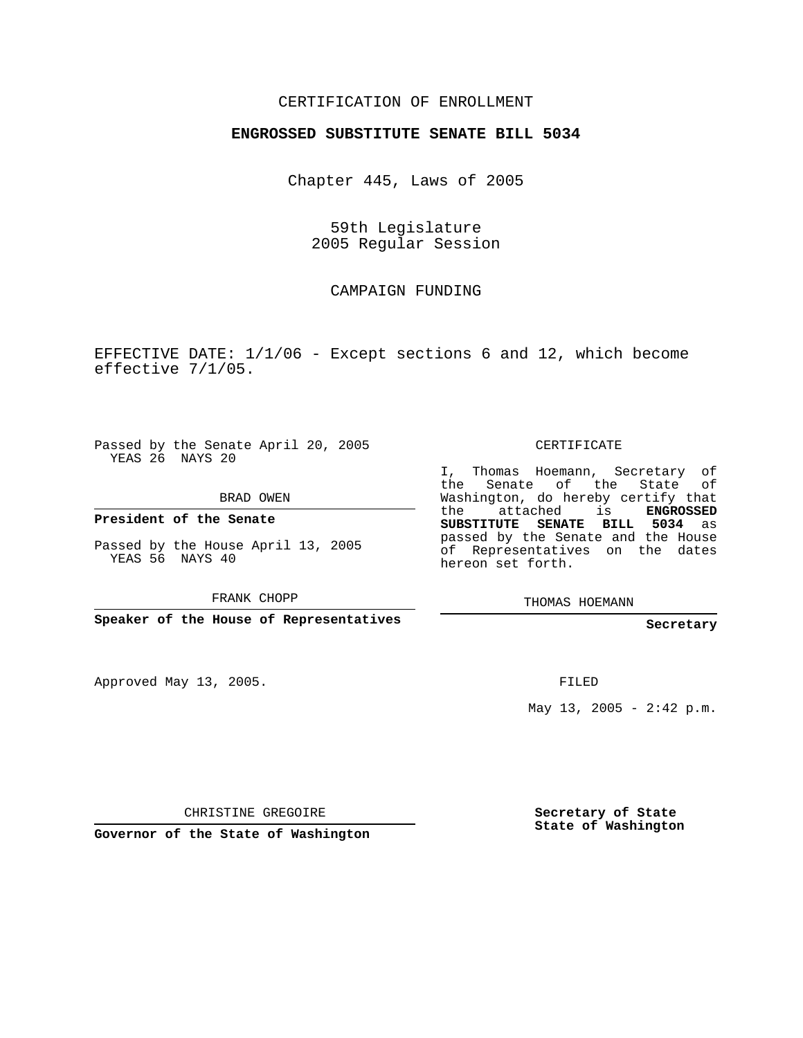CERTIFICATION OF ENROLLMENT

**ENGROSSED SUBSTITUTE SENATE BILL 5034**

Chapter 445, Laws of 2005

59th Legislature
2005 Regular Session

CAMPAIGN FUNDING

EFFECTIVE DATE: 1/1/06 - Except sections 6 and 12, which become effective 7/1/05.

Passed by the Senate April 20, 2005
YEAS 26 NAYS 20

BRAD OWEN

**President of the Senate**

Passed by the House April 13, 2005
YEAS 56 NAYS 40

FRANK CHOPP

**Speaker of the House of Representatives**

CERTIFICATE

I, Thomas Hoemann, Secretary of the Senate of the State of Washington, do hereby certify that the attached is **ENGROSSED SUBSTITUTE SENATE BILL 5034** as passed by the Senate and the House of Representatives on the dates hereon set forth.

THOMAS HOEMANN

**Secretary**

Approved May 13, 2005.

FILED

May 13, 2005 - 2:42 p.m.

CHRISTINE GREGOIRE

**Governor of the State of Washington**

**Secretary of State**
**State of Washington**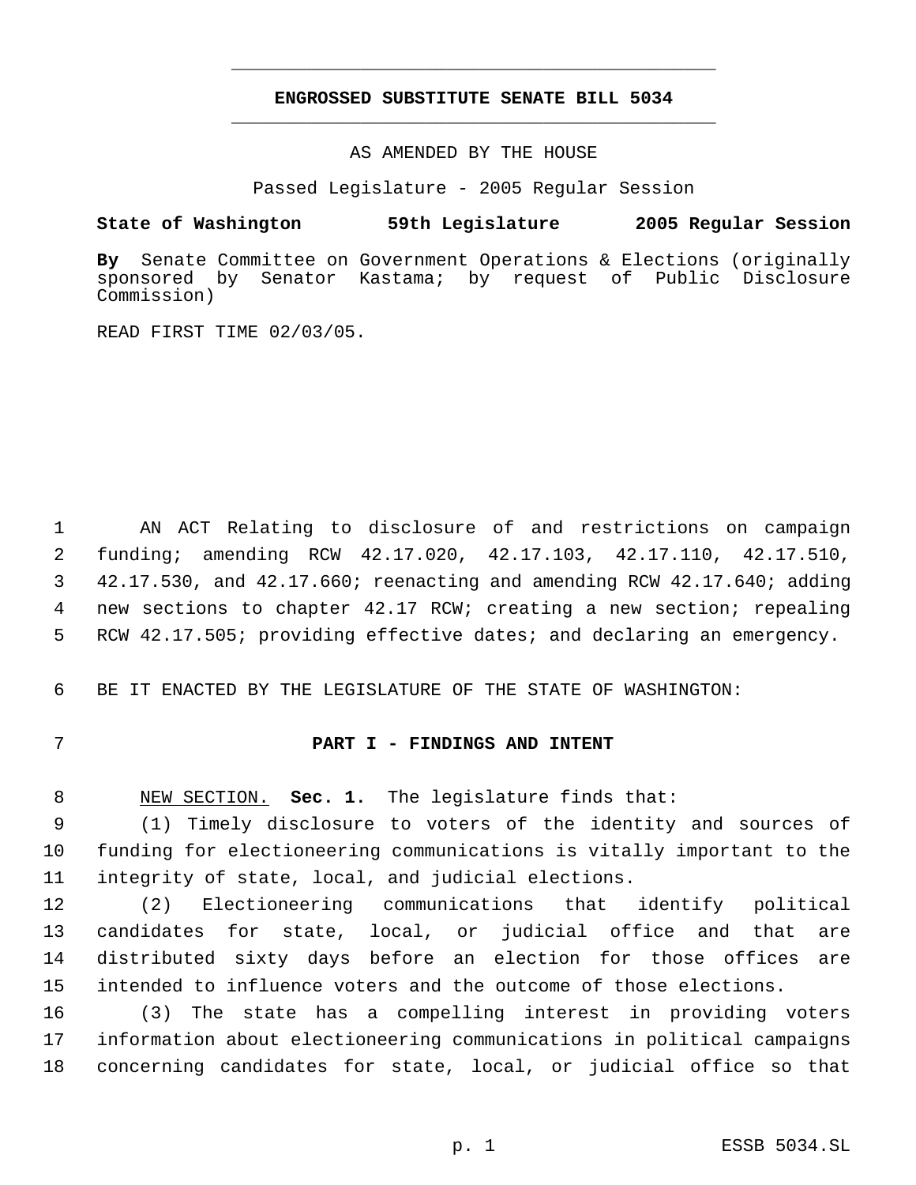# ENGROSSED SUBSTITUTE SENATE BILL 5034

AS AMENDED BY THE HOUSE

Passed Legislature - 2005 Regular Session

**State of Washington 59th Legislature 2005 Regular Session**

**By** Senate Committee on Government Operations & Elections (originally sponsored by Senator Kastama; by request of Public Disclosure Commission)

READ FIRST TIME 02/03/05.

AN ACT Relating to disclosure of and restrictions on campaign funding; amending RCW 42.17.020, 42.17.103, 42.17.110, 42.17.510, 42.17.530, and 42.17.660; reenacting and amending RCW 42.17.640; adding new sections to chapter 42.17 RCW; creating a new section; repealing RCW 42.17.505; providing effective dates; and declaring an emergency.

BE IT ENACTED BY THE LEGISLATURE OF THE STATE OF WASHINGTON:

## PART I - FINDINGS AND INTENT

NEW SECTION. **Sec. 1.** The legislature finds that:

(1) Timely disclosure to voters of the identity and sources of funding for electioneering communications is vitally important to the integrity of state, local, and judicial elections.

(2) Electioneering communications that identify political candidates for state, local, or judicial office and that are distributed sixty days before an election for those offices are intended to influence voters and the outcome of those elections.

(3) The state has a compelling interest in providing voters information about electioneering communications in political campaigns concerning candidates for state, local, or judicial office so that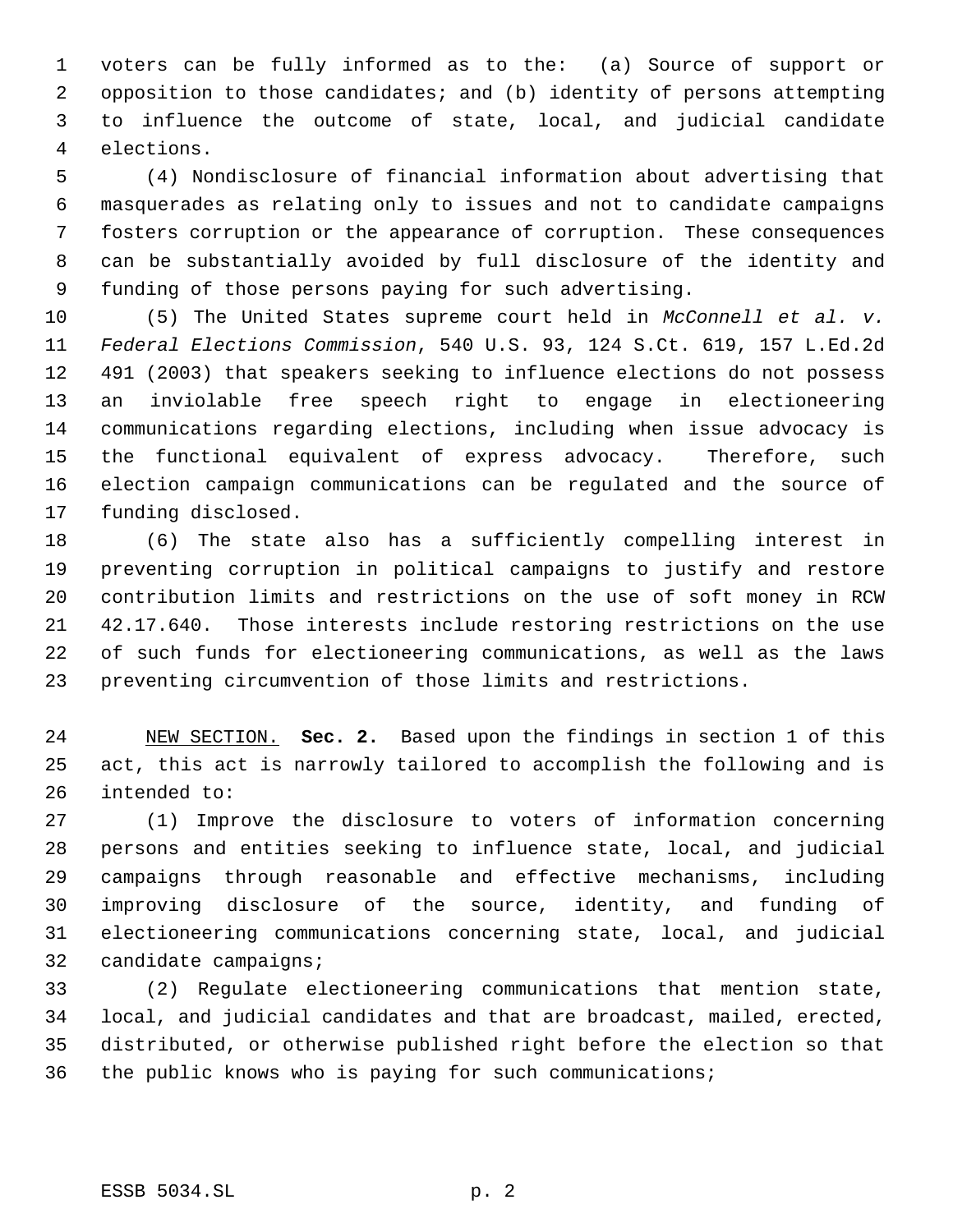voters can be fully informed as to the: (a) Source of support or opposition to those candidates; and (b) identity of persons attempting to influence the outcome of state, local, and judicial candidate elections.

(4) Nondisclosure of financial information about advertising that masquerades as relating only to issues and not to candidate campaigns fosters corruption or the appearance of corruption. These consequences can be substantially avoided by full disclosure of the identity and funding of those persons paying for such advertising.

(5) The United States supreme court held in *McConnell et al. v. Federal Elections Commission*, 540 U.S. 93, 124 S.Ct. 619, 157 L.Ed.2d 491 (2003) that speakers seeking to influence elections do not possess an inviolable free speech right to engage in electioneering communications regarding elections, including when issue advocacy is the functional equivalent of express advocacy. Therefore, such election campaign communications can be regulated and the source of funding disclosed.

(6) The state also has a sufficiently compelling interest in preventing corruption in political campaigns to justify and restore contribution limits and restrictions on the use of soft money in RCW 42.17.640. Those interests include restoring restrictions on the use of such funds for electioneering communications, as well as the laws preventing circumvention of those limits and restrictions.

NEW SECTION. **Sec. 2.** Based upon the findings in section 1 of this act, this act is narrowly tailored to accomplish the following and is intended to:

(1) Improve the disclosure to voters of information concerning persons and entities seeking to influence state, local, and judicial campaigns through reasonable and effective mechanisms, including improving disclosure of the source, identity, and funding of electioneering communications concerning state, local, and judicial candidate campaigns;

(2) Regulate electioneering communications that mention state, local, and judicial candidates and that are broadcast, mailed, erected, distributed, or otherwise published right before the election so that the public knows who is paying for such communications;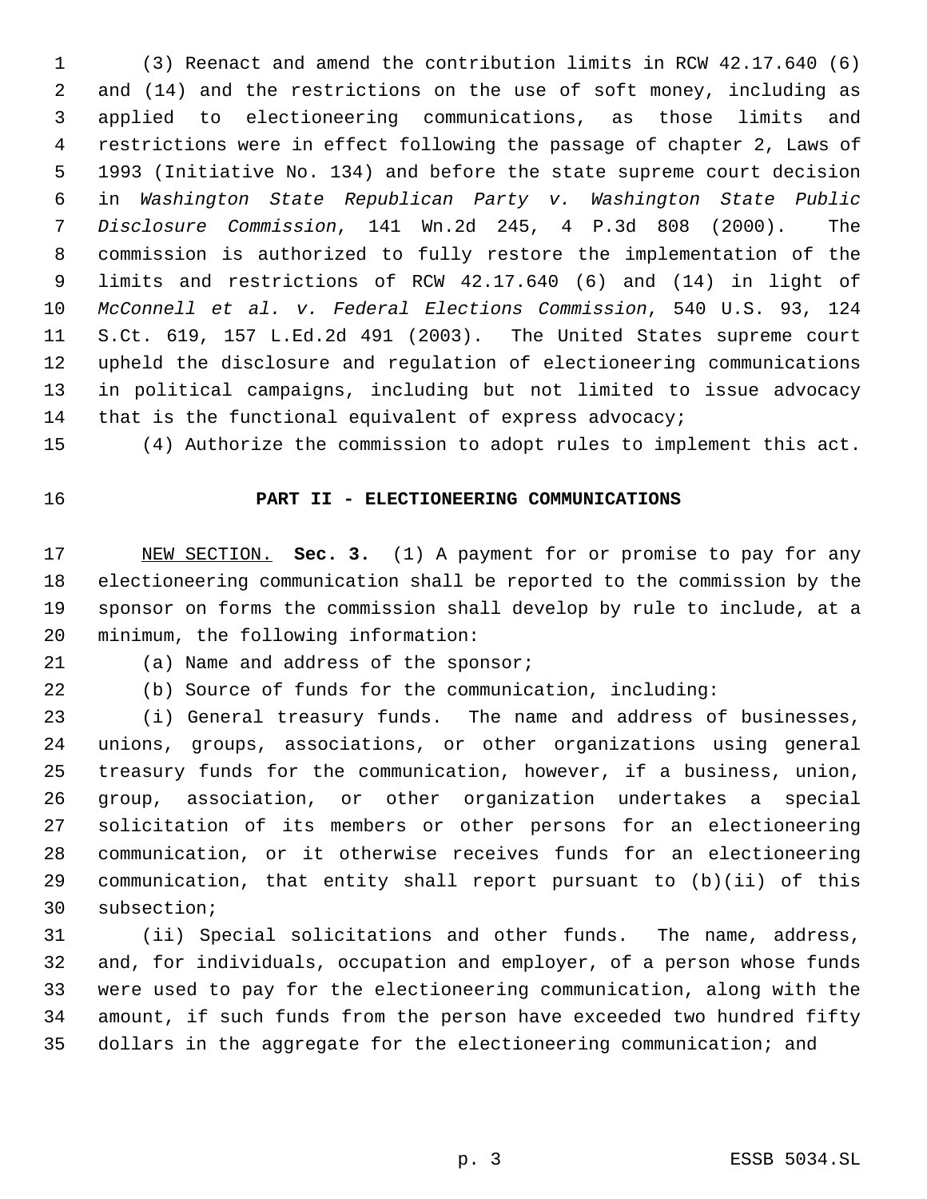(3) Reenact and amend the contribution limits in RCW 42.17.640 (6) and (14) and the restrictions on the use of soft money, including as applied to electioneering communications, as those limits and restrictions were in effect following the passage of chapter 2, Laws of 1993 (Initiative No. 134) and before the state supreme court decision in *Washington State Republican Party v. Washington State Public Disclosure Commission*, 141 Wn.2d 245, 4 P.3d 808 (2000). The commission is authorized to fully restore the implementation of the limits and restrictions of RCW 42.17.640 (6) and (14) in light of *McConnell et al. v. Federal Elections Commission*, 540 U.S. 93, 124 S.Ct. 619, 157 L.Ed.2d 491 (2003). The United States supreme court upheld the disclosure and regulation of electioneering communications in political campaigns, including but not limited to issue advocacy that is the functional equivalent of express advocacy;

(4) Authorize the commission to adopt rules to implement this act.

## PART II - ELECTIONEERING COMMUNICATIONS

NEW SECTION. **Sec. 3.** (1) A payment for or promise to pay for any electioneering communication shall be reported to the commission by the sponsor on forms the commission shall develop by rule to include, at a minimum, the following information:

(a) Name and address of the sponsor;

(b) Source of funds for the communication, including:

(i) General treasury funds. The name and address of businesses, unions, groups, associations, or other organizations using general treasury funds for the communication, however, if a business, union, group, association, or other organization undertakes a special solicitation of its members or other persons for an electioneering communication, or it otherwise receives funds for an electioneering communication, that entity shall report pursuant to (b)(ii) of this subsection;

(ii) Special solicitations and other funds. The name, address, and, for individuals, occupation and employer, of a person whose funds were used to pay for the electioneering communication, along with the amount, if such funds from the person have exceeded two hundred fifty dollars in the aggregate for the electioneering communication; and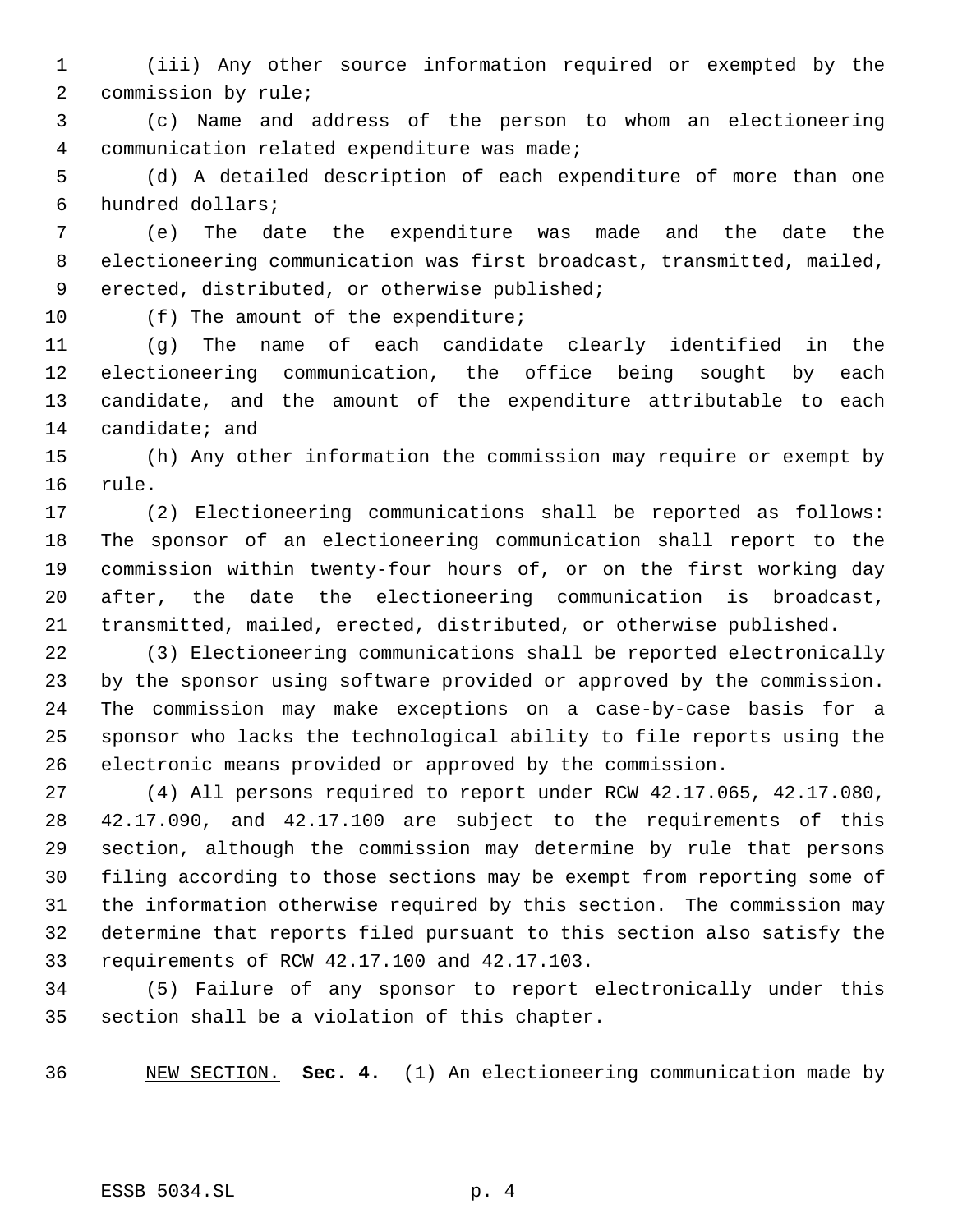(iii) Any other source information required or exempted by the commission by rule;

(c) Name and address of the person to whom an electioneering communication related expenditure was made;

(d) A detailed description of each expenditure of more than one hundred dollars;

(e) The date the expenditure was made and the date the electioneering communication was first broadcast, transmitted, mailed, erected, distributed, or otherwise published;

(f) The amount of the expenditure;

(g) The name of each candidate clearly identified in the electioneering communication, the office being sought by each candidate, and the amount of the expenditure attributable to each candidate; and

(h) Any other information the commission may require or exempt by rule.

(2) Electioneering communications shall be reported as follows: The sponsor of an electioneering communication shall report to the commission within twenty-four hours of, or on the first working day after, the date the electioneering communication is broadcast, transmitted, mailed, erected, distributed, or otherwise published.

(3) Electioneering communications shall be reported electronically by the sponsor using software provided or approved by the commission. The commission may make exceptions on a case-by-case basis for a sponsor who lacks the technological ability to file reports using the electronic means provided or approved by the commission.

(4) All persons required to report under RCW 42.17.065, 42.17.080, 42.17.090, and 42.17.100 are subject to the requirements of this section, although the commission may determine by rule that persons filing according to those sections may be exempt from reporting some of the information otherwise required by this section. The commission may determine that reports filed pursuant to this section also satisfy the requirements of RCW 42.17.100 and 42.17.103.

(5) Failure of any sponsor to report electronically under this section shall be a violation of this chapter.

NEW SECTION. **Sec. 4.** (1) An electioneering communication made by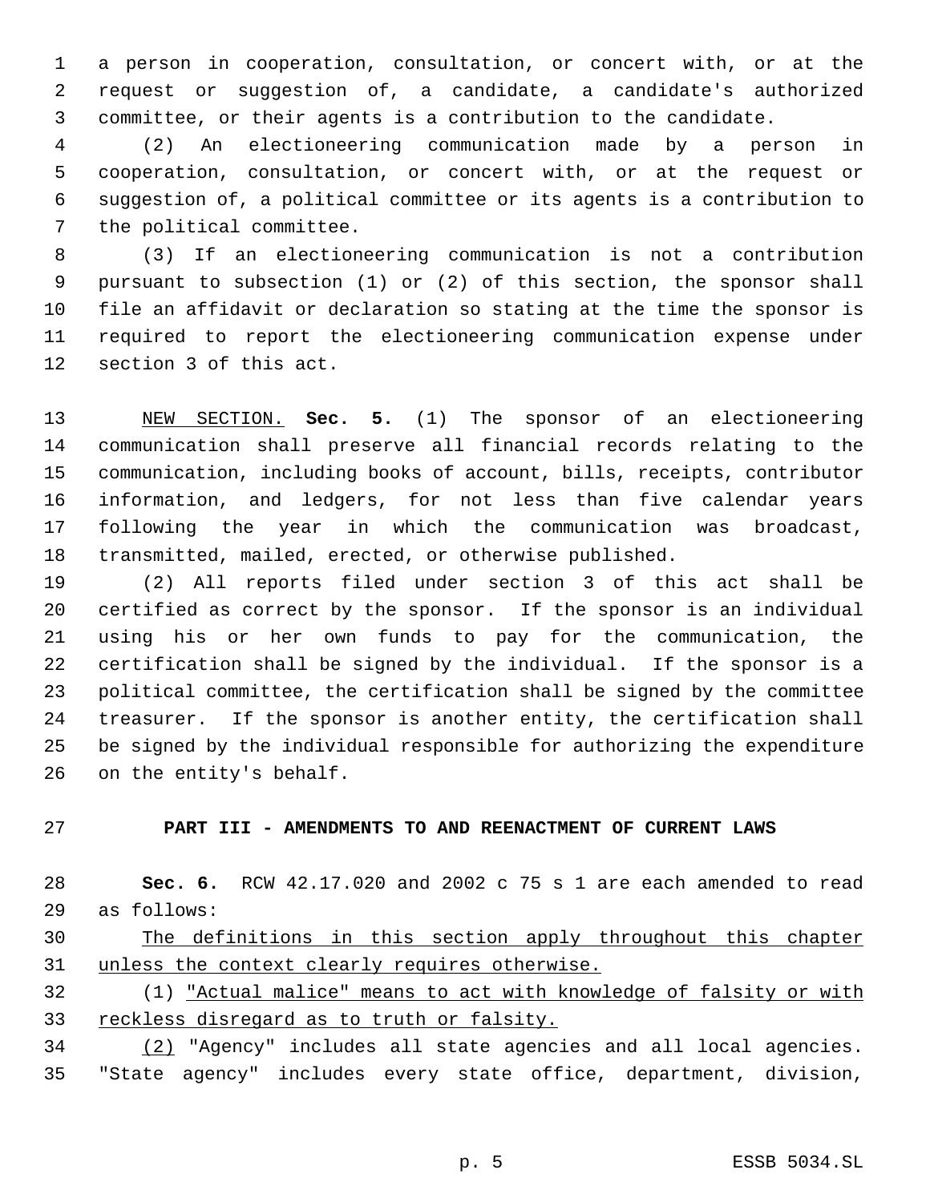a person in cooperation, consultation, or concert with, or at the request or suggestion of, a candidate, a candidate's authorized committee, or their agents is a contribution to the candidate.

(2) An electioneering communication made by a person in cooperation, consultation, or concert with, or at the request or suggestion of, a political committee or its agents is a contribution to the political committee.

(3) If an electioneering communication is not a contribution pursuant to subsection (1) or (2) of this section, the sponsor shall file an affidavit or declaration so stating at the time the sponsor is required to report the electioneering communication expense under section 3 of this act.

<u>NEW SECTION.</u> **Sec. 5.** (1) The sponsor of an electioneering communication shall preserve all financial records relating to the communication, including books of account, bills, receipts, contributor information, and ledgers, for not less than five calendar years following the year in which the communication was broadcast, transmitted, mailed, erected, or otherwise published.

(2) All reports filed under section 3 of this act shall be certified as correct by the sponsor. If the sponsor is an individual using his or her own funds to pay for the communication, the certification shall be signed by the individual. If the sponsor is a political committee, the certification shall be signed by the committee treasurer. If the sponsor is another entity, the certification shall be signed by the individual responsible for authorizing the expenditure on the entity's behalf.

## PART III - AMENDMENTS TO AND REENACTMENT OF CURRENT LAWS

**Sec. 6.** RCW 42.17.020 and 2002 c 75 s 1 are each amended to read as follows:

<u>The definitions in this section apply throughout this chapter unless the context clearly requires otherwise.</u>

(1) <u>"Actual malice" means to act with knowledge of falsity or with reckless disregard as to truth or falsity.</u>

<u>(2)</u> "Agency" includes all state agencies and all local agencies. "State agency" includes every state office, department, division,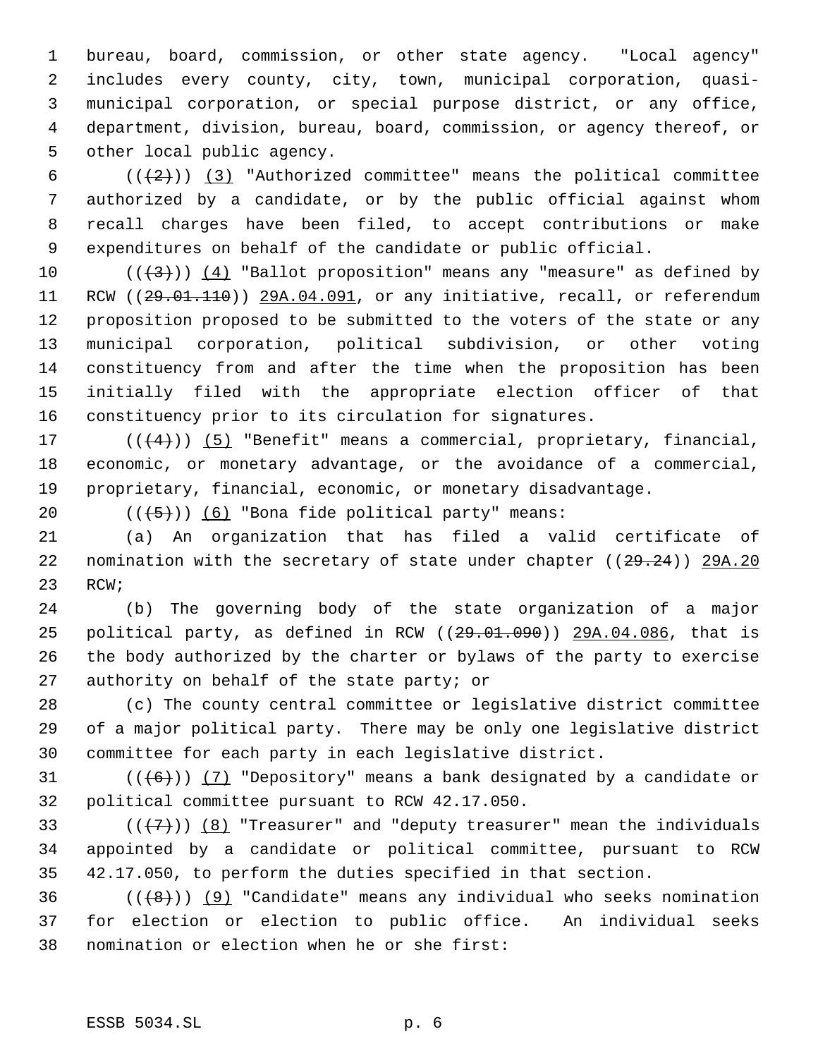bureau, board, commission, or other state agency. "Local agency" includes every county, city, town, municipal corporation, quasi-municipal corporation, or special purpose district, or any office, department, division, bureau, board, commission, or agency thereof, or other local public agency.

(((2))) (3) "Authorized committee" means the political committee authorized by a candidate, or by the public official against whom recall charges have been filed, to accept contributions or make expenditures on behalf of the candidate or public official.

(((3))) (4) "Ballot proposition" means any "measure" as defined by RCW ((29.01.110)) 29A.04.091, or any initiative, recall, or referendum proposition proposed to be submitted to the voters of the state or any municipal corporation, political subdivision, or other voting constituency from and after the time when the proposition has been initially filed with the appropriate election officer of that constituency prior to its circulation for signatures.

(((4))) (5) "Benefit" means a commercial, proprietary, financial, economic, or monetary advantage, or the avoidance of a commercial, proprietary, financial, economic, or monetary disadvantage.

(((5))) (6) "Bona fide political party" means:

(a) An organization that has filed a valid certificate of nomination with the secretary of state under chapter ((29.24)) 29A.20 RCW;

(b) The governing body of the state organization of a major political party, as defined in RCW ((29.01.090)) 29A.04.086, that is the body authorized by the charter or bylaws of the party to exercise authority on behalf of the state party; or

(c) The county central committee or legislative district committee of a major political party. There may be only one legislative district committee for each party in each legislative district.

(((6))) (7) "Depository" means a bank designated by a candidate or political committee pursuant to RCW 42.17.050.

(((7))) (8) "Treasurer" and "deputy treasurer" mean the individuals appointed by a candidate or political committee, pursuant to RCW 42.17.050, to perform the duties specified in that section.

(((8))) (9) "Candidate" means any individual who seeks nomination for election or election to public office. An individual seeks nomination or election when he or she first: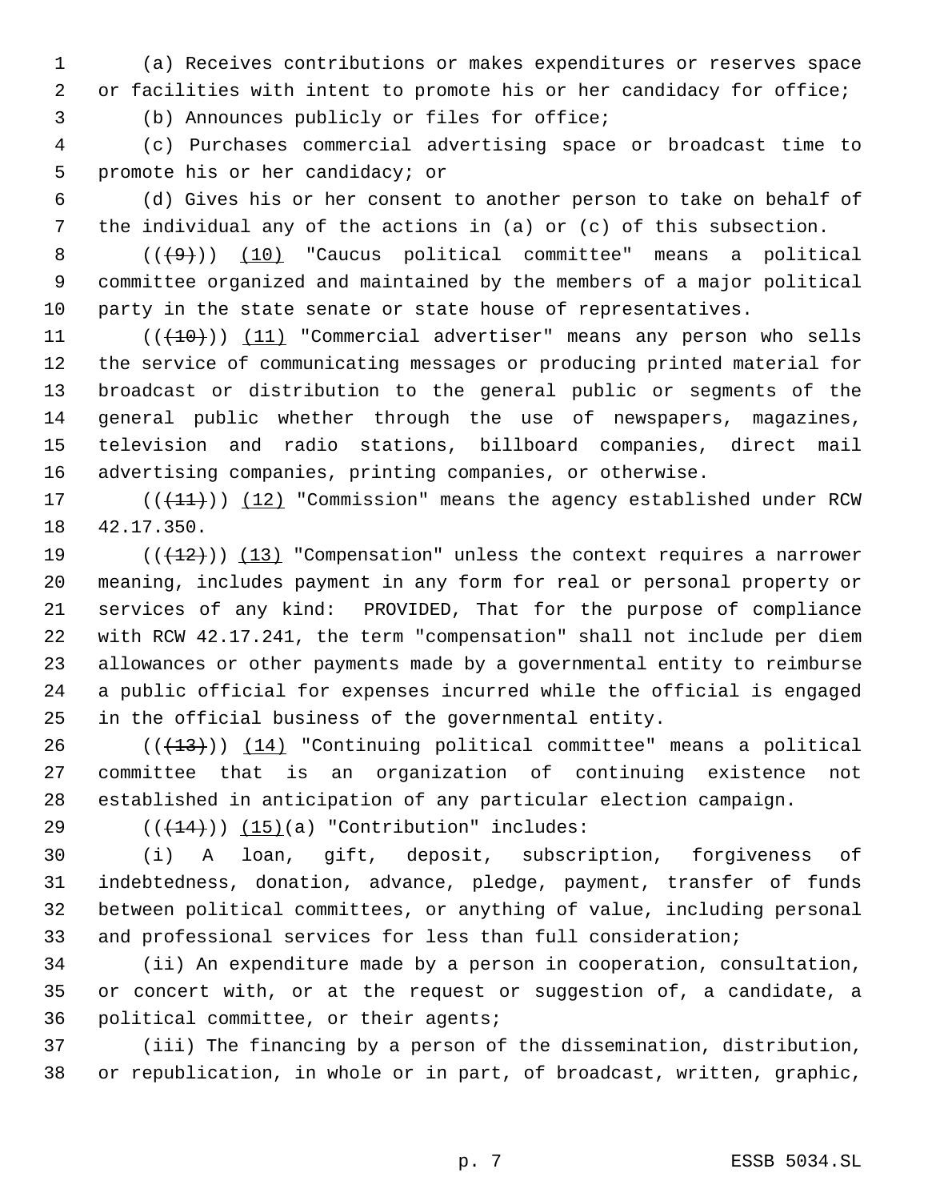(a) Receives contributions or makes expenditures or reserves space or facilities with intent to promote his or her candidacy for office;

(b) Announces publicly or files for office;

(c) Purchases commercial advertising space or broadcast time to promote his or her candidacy; or

(d) Gives his or her consent to another person to take on behalf of the individual any of the actions in (a) or (c) of this subsection.

~~((9))~~ (10) "Caucus political committee" means a political committee organized and maintained by the members of a major political party in the state senate or state house of representatives.

~~((10))~~ (11) "Commercial advertiser" means any person who sells the service of communicating messages or producing printed material for broadcast or distribution to the general public or segments of the general public whether through the use of newspapers, magazines, television and radio stations, billboard companies, direct mail advertising companies, printing companies, or otherwise.

~~((11))~~ (12) "Commission" means the agency established under RCW 42.17.350.

~~((12))~~ (13) "Compensation" unless the context requires a narrower meaning, includes payment in any form for real or personal property or services of any kind: PROVIDED, That for the purpose of compliance with RCW 42.17.241, the term "compensation" shall not include per diem allowances or other payments made by a governmental entity to reimburse a public official for expenses incurred while the official is engaged in the official business of the governmental entity.

~~((13))~~ (14) "Continuing political committee" means a political committee that is an organization of continuing existence not established in anticipation of any particular election campaign.

~~((14))~~ (15)(a) "Contribution" includes:

(i) A loan, gift, deposit, subscription, forgiveness of indebtedness, donation, advance, pledge, payment, transfer of funds between political committees, or anything of value, including personal and professional services for less than full consideration;

(ii) An expenditure made by a person in cooperation, consultation, or concert with, or at the request or suggestion of, a candidate, a political committee, or their agents;

(iii) The financing by a person of the dissemination, distribution, or republication, in whole or in part, of broadcast, written, graphic,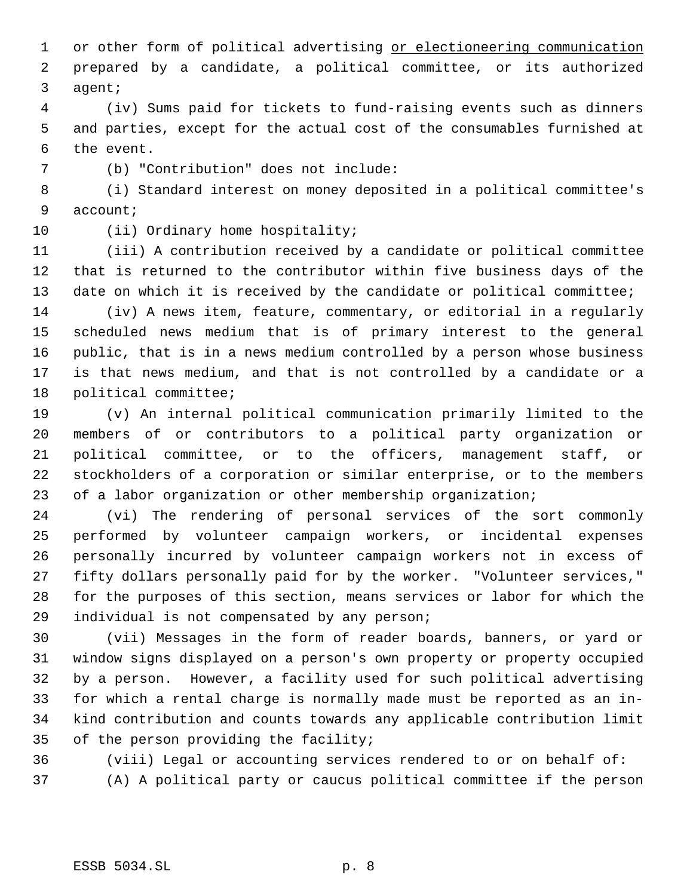or other form of political advertising <u>or electioneering communication</u> prepared by a candidate, a political committee, or its authorized agent;

(iv) Sums paid for tickets to fund-raising events such as dinners and parties, except for the actual cost of the consumables furnished at the event.

(b) "Contribution" does not include:

(i) Standard interest on money deposited in a political committee's account;

(ii) Ordinary home hospitality;

(iii) A contribution received by a candidate or political committee that is returned to the contributor within five business days of the date on which it is received by the candidate or political committee;

(iv) A news item, feature, commentary, or editorial in a regularly scheduled news medium that is of primary interest to the general public, that is in a news medium controlled by a person whose business is that news medium, and that is not controlled by a candidate or a political committee;

(v) An internal political communication primarily limited to the members of or contributors to a political party organization or political committee, or to the officers, management staff, or stockholders of a corporation or similar enterprise, or to the members of a labor organization or other membership organization;

(vi) The rendering of personal services of the sort commonly performed by volunteer campaign workers, or incidental expenses personally incurred by volunteer campaign workers not in excess of fifty dollars personally paid for by the worker. "Volunteer services," for the purposes of this section, means services or labor for which the individual is not compensated by any person;

(vii) Messages in the form of reader boards, banners, or yard or window signs displayed on a person's own property or property occupied by a person. However, a facility used for such political advertising for which a rental charge is normally made must be reported as an in-kind contribution and counts towards any applicable contribution limit of the person providing the facility;

(viii) Legal or accounting services rendered to or on behalf of:

(A) A political party or caucus political committee if the person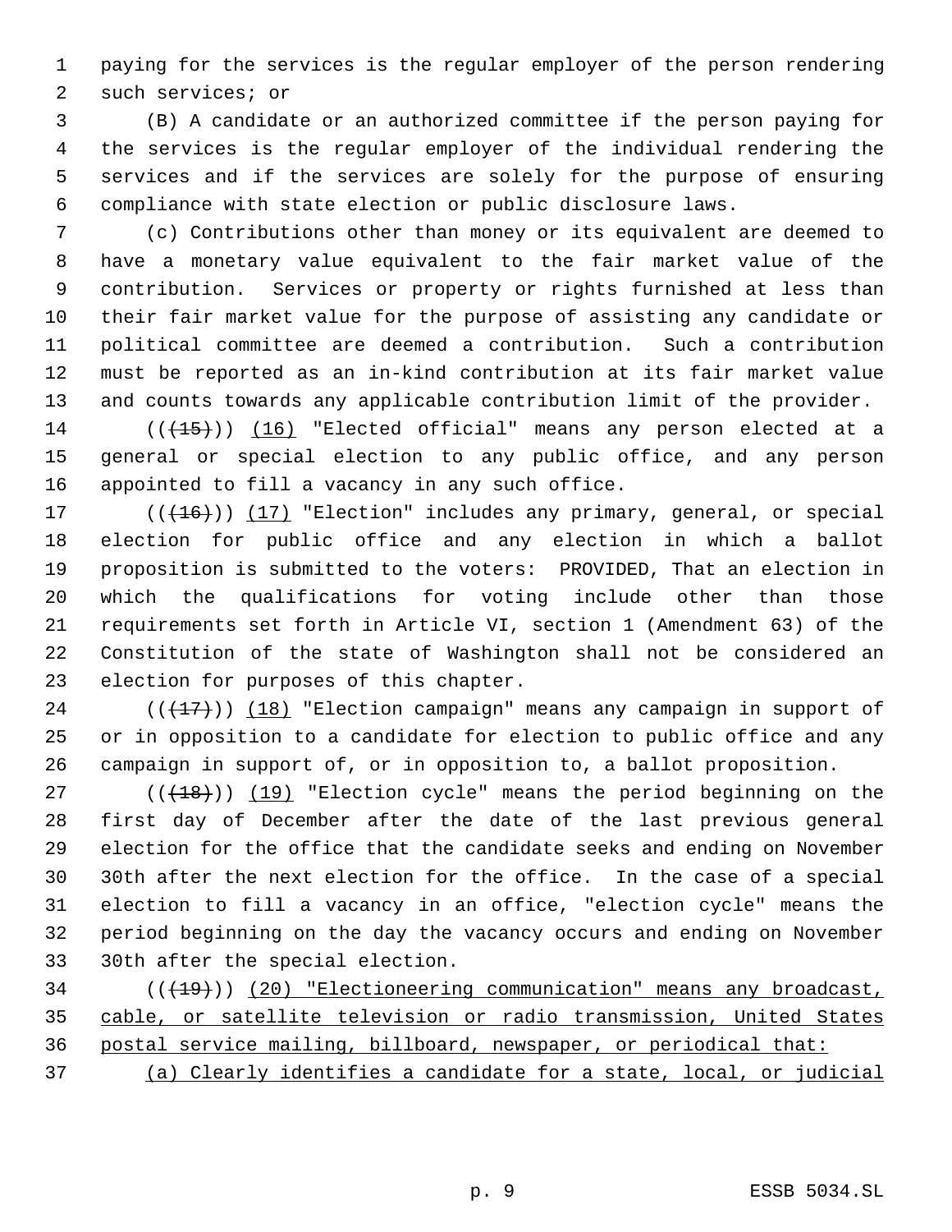paying for the services is the regular employer of the person rendering such services; or

(B) A candidate or an authorized committee if the person paying for the services is the regular employer of the individual rendering the services and if the services are solely for the purpose of ensuring compliance with state election or public disclosure laws.

(c) Contributions other than money or its equivalent are deemed to have a monetary value equivalent to the fair market value of the contribution. Services or property or rights furnished at less than their fair market value for the purpose of assisting any candidate or political committee are deemed a contribution. Such a contribution must be reported as an in-kind contribution at its fair market value and counts towards any applicable contribution limit of the provider.

(((15))) (16) "Elected official" means any person elected at a general or special election to any public office, and any person appointed to fill a vacancy in any such office.

(((16))) (17) "Election" includes any primary, general, or special election for public office and any election in which a ballot proposition is submitted to the voters: PROVIDED, That an election in which the qualifications for voting include other than those requirements set forth in Article VI, section 1 (Amendment 63) of the Constitution of the state of Washington shall not be considered an election for purposes of this chapter.

(((17))) (18) "Election campaign" means any campaign in support of or in opposition to a candidate for election to public office and any campaign in support of, or in opposition to, a ballot proposition.

(((18))) (19) "Election cycle" means the period beginning on the first day of December after the date of the last previous general election for the office that the candidate seeks and ending on November 30th after the next election for the office. In the case of a special election to fill a vacancy in an office, "election cycle" means the period beginning on the day the vacancy occurs and ending on November 30th after the special election.

(((19))) (20) "Electioneering communication" means any broadcast, cable, or satellite television or radio transmission, United States postal service mailing, billboard, newspaper, or periodical that:

(a) Clearly identifies a candidate for a state, local, or judicial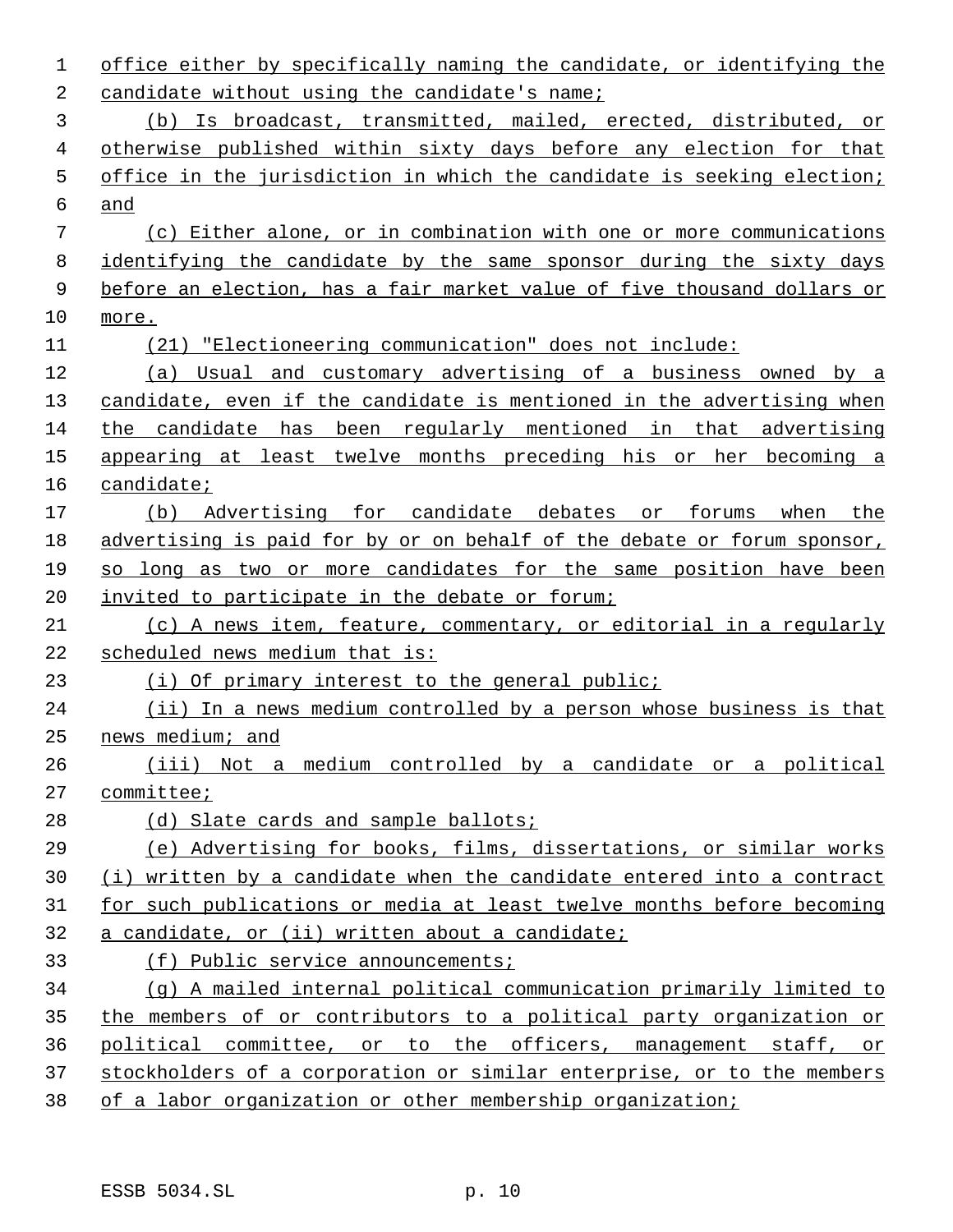office either by specifically naming the candidate, or identifying the candidate without using the candidate's name;

(b) Is broadcast, transmitted, mailed, erected, distributed, or otherwise published within sixty days before any election for that office in the jurisdiction in which the candidate is seeking election; and

(c) Either alone, or in combination with one or more communications identifying the candidate by the same sponsor during the sixty days before an election, has a fair market value of five thousand dollars or more.

(21) "Electioneering communication" does not include:

(a) Usual and customary advertising of a business owned by a candidate, even if the candidate is mentioned in the advertising when the candidate has been regularly mentioned in that advertising appearing at least twelve months preceding his or her becoming a candidate;

(b) Advertising for candidate debates or forums when the advertising is paid for by or on behalf of the debate or forum sponsor, so long as two or more candidates for the same position have been invited to participate in the debate or forum;

(c) A news item, feature, commentary, or editorial in a regularly scheduled news medium that is:

(i) Of primary interest to the general public;

(ii) In a news medium controlled by a person whose business is that news medium; and

(iii) Not a medium controlled by a candidate or a political committee;

(d) Slate cards and sample ballots;

(e) Advertising for books, films, dissertations, or similar works (i) written by a candidate when the candidate entered into a contract for such publications or media at least twelve months before becoming a candidate, or (ii) written about a candidate;

(f) Public service announcements;

(g) A mailed internal political communication primarily limited to the members of or contributors to a political party organization or political committee, or to the officers, management staff, or stockholders of a corporation or similar enterprise, or to the members of a labor organization or other membership organization;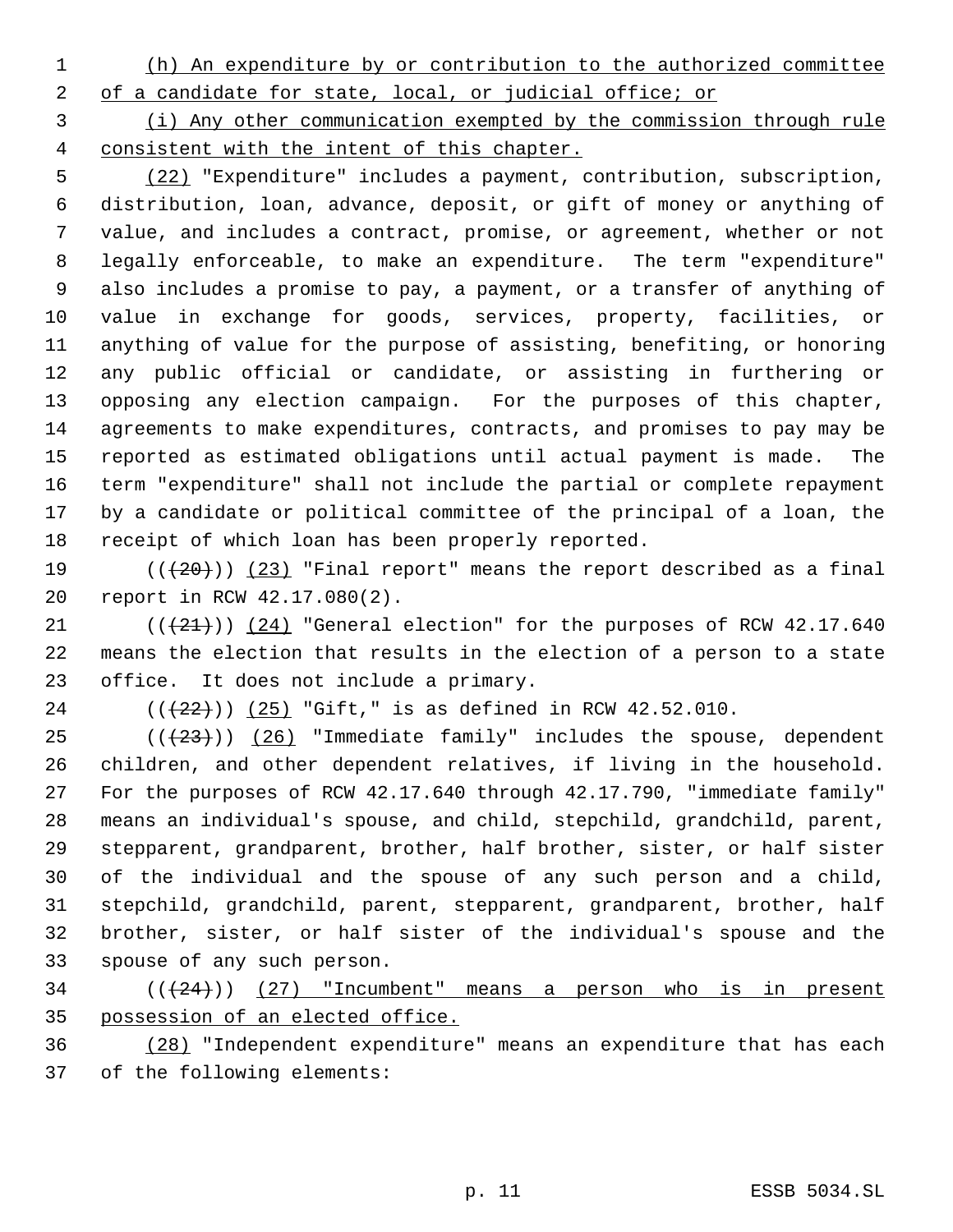(h) An expenditure by or contribution to the authorized committee of a candidate for state, local, or judicial office; or

(i) Any other communication exempted by the commission through rule consistent with the intent of this chapter.

(22) "Expenditure" includes a payment, contribution, subscription, distribution, loan, advance, deposit, or gift of money or anything of value, and includes a contract, promise, or agreement, whether or not legally enforceable, to make an expenditure. The term "expenditure" also includes a promise to pay, a payment, or a transfer of anything of value in exchange for goods, services, property, facilities, or anything of value for the purpose of assisting, benefiting, or honoring any public official or candidate, or assisting in furthering or opposing any election campaign. For the purposes of this chapter, agreements to make expenditures, contracts, and promises to pay may be reported as estimated obligations until actual payment is made. The term "expenditure" shall not include the partial or complete repayment by a candidate or political committee of the principal of a loan, the receipt of which loan has been properly reported.

(((20))) (23) "Final report" means the report described as a final report in RCW 42.17.080(2).

(((21))) (24) "General election" for the purposes of RCW 42.17.640 means the election that results in the election of a person to a state office. It does not include a primary.

(((22))) (25) "Gift," is as defined in RCW 42.52.010.

(((23))) (26) "Immediate family" includes the spouse, dependent children, and other dependent relatives, if living in the household. For the purposes of RCW 42.17.640 through 42.17.790, "immediate family" means an individual's spouse, and child, stepchild, grandchild, parent, stepparent, grandparent, brother, half brother, sister, or half sister of the individual and the spouse of any such person and a child, stepchild, grandchild, parent, stepparent, grandparent, brother, half brother, sister, or half sister of the individual's spouse and the spouse of any such person.

(((24))) (27) "Incumbent" means a person who is in present possession of an elected office.

(28) "Independent expenditure" means an expenditure that has each of the following elements: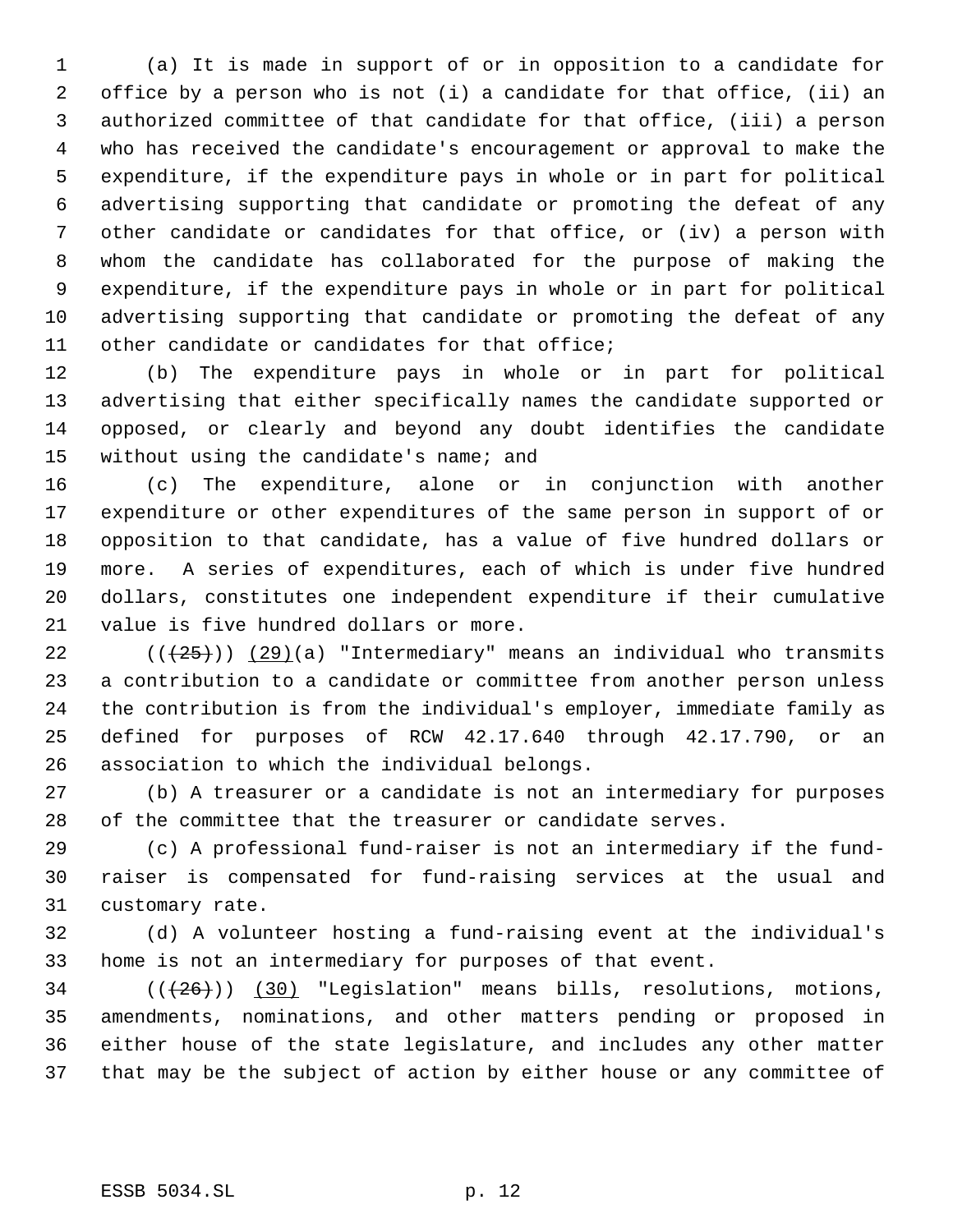(a) It is made in support of or in opposition to a candidate for office by a person who is not (i) a candidate for that office, (ii) an authorized committee of that candidate for that office, (iii) a person who has received the candidate's encouragement or approval to make the expenditure, if the expenditure pays in whole or in part for political advertising supporting that candidate or promoting the defeat of any other candidate or candidates for that office, or (iv) a person with whom the candidate has collaborated for the purpose of making the expenditure, if the expenditure pays in whole or in part for political advertising supporting that candidate or promoting the defeat of any other candidate or candidates for that office;

(b) The expenditure pays in whole or in part for political advertising that either specifically names the candidate supported or opposed, or clearly and beyond any doubt identifies the candidate without using the candidate's name; and

(c) The expenditure, alone or in conjunction with another expenditure or other expenditures of the same person in support of or opposition to that candidate, has a value of five hundred dollars or more. A series of expenditures, each of which is under five hundred dollars, constitutes one independent expenditure if their cumulative value is five hundred dollars or more.

((~~(25)~~)) <u>(29)</u>(a) "Intermediary" means an individual who transmits a contribution to a candidate or committee from another person unless the contribution is from the individual's employer, immediate family as defined for purposes of RCW 42.17.640 through 42.17.790, or an association to which the individual belongs.

(b) A treasurer or a candidate is not an intermediary for purposes of the committee that the treasurer or candidate serves.

(c) A professional fund-raiser is not an intermediary if the fund-raiser is compensated for fund-raising services at the usual and customary rate.

(d) A volunteer hosting a fund-raising event at the individual's home is not an intermediary for purposes of that event.

((~~(26)~~)) <u>(30)</u> "Legislation" means bills, resolutions, motions, amendments, nominations, and other matters pending or proposed in either house of the state legislature, and includes any other matter that may be the subject of action by either house or any committee of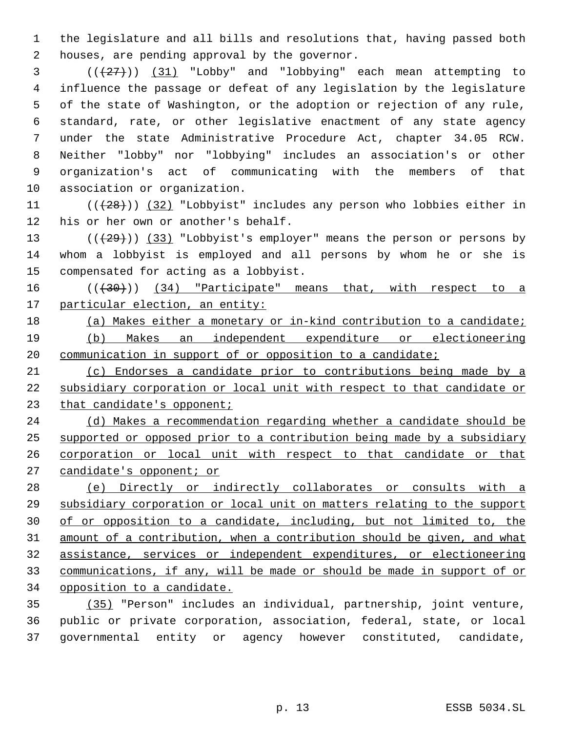the legislature and all bills and resolutions that, having passed both houses, are pending approval by the governor.

(((27))) (31) "Lobby" and "lobbying" each mean attempting to influence the passage or defeat of any legislation by the legislature of the state of Washington, or the adoption or rejection of any rule, standard, rate, or other legislative enactment of any state agency under the state Administrative Procedure Act, chapter 34.05 RCW. Neither "lobby" nor "lobbying" includes an association's or other organization's act of communicating with the members of that association or organization.

(((28))) (32) "Lobbyist" includes any person who lobbies either in his or her own or another's behalf.

(((29))) (33) "Lobbyist's employer" means the person or persons by whom a lobbyist is employed and all persons by whom he or she is compensated for acting as a lobbyist.

(((30))) (34) "Participate" means that, with respect to a particular election, an entity:

(a) Makes either a monetary or in-kind contribution to a candidate;

(b) Makes an independent expenditure or electioneering communication in support of or opposition to a candidate;

(c) Endorses a candidate prior to contributions being made by a subsidiary corporation or local unit with respect to that candidate or that candidate's opponent;

(d) Makes a recommendation regarding whether a candidate should be supported or opposed prior to a contribution being made by a subsidiary corporation or local unit with respect to that candidate or that candidate's opponent; or

(e) Directly or indirectly collaborates or consults with a subsidiary corporation or local unit on matters relating to the support of or opposition to a candidate, including, but not limited to, the amount of a contribution, when a contribution should be given, and what assistance, services or independent expenditures, or electioneering communications, if any, will be made or should be made in support of or opposition to a candidate.

(35) "Person" includes an individual, partnership, joint venture, public or private corporation, association, federal, state, or local governmental entity or agency however constituted, candidate,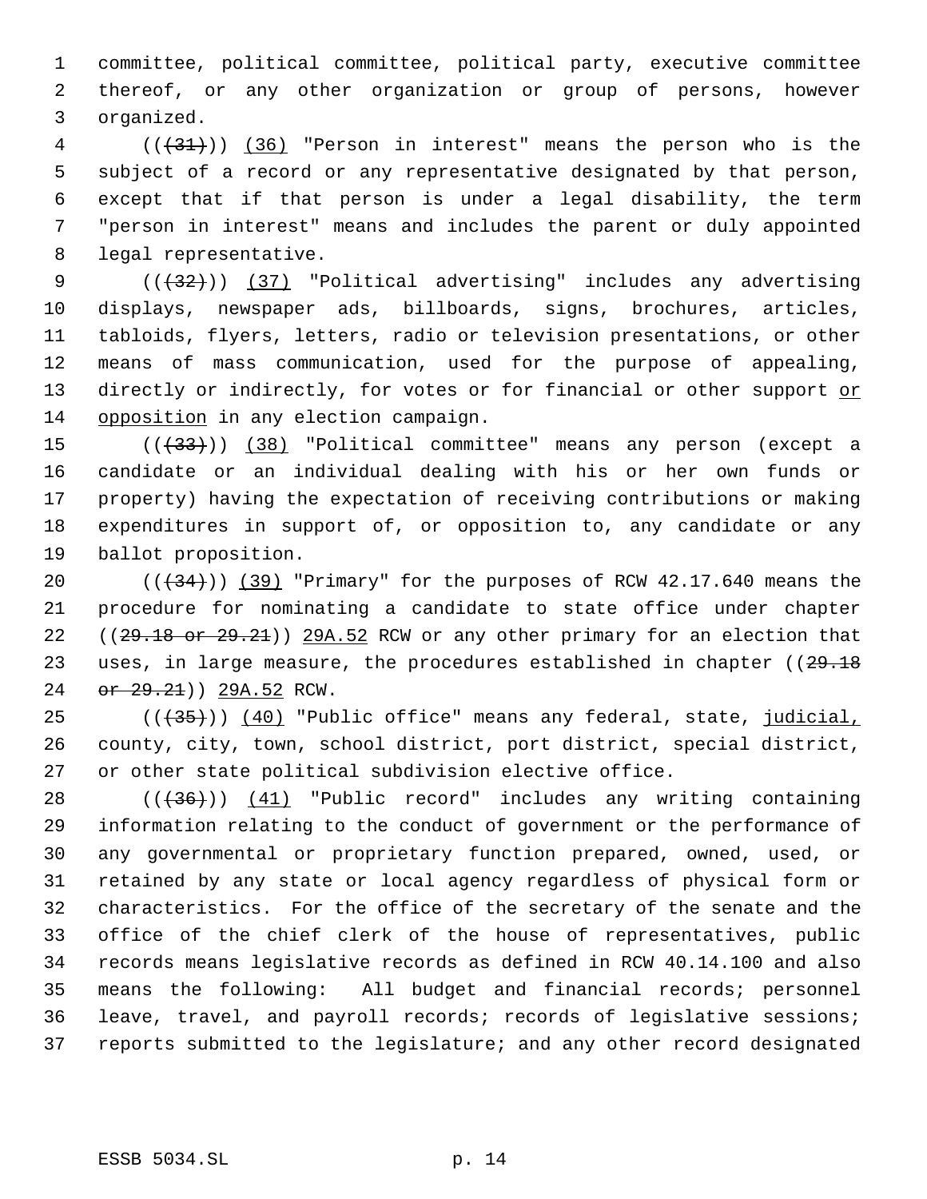committee, political committee, political party, executive committee thereof, or any other organization or group of persons, however organized.

(((31))) (36) "Person in interest" means the person who is the subject of a record or any representative designated by that person, except that if that person is under a legal disability, the term "person in interest" means and includes the parent or duly appointed legal representative.

(((32))) (37) "Political advertising" includes any advertising displays, newspaper ads, billboards, signs, brochures, articles, tabloids, flyers, letters, radio or television presentations, or other means of mass communication, used for the purpose of appealing, directly or indirectly, for votes or for financial or other support or opposition in any election campaign.

(((33))) (38) "Political committee" means any person (except a candidate or an individual dealing with his or her own funds or property) having the expectation of receiving contributions or making expenditures in support of, or opposition to, any candidate or any ballot proposition.

(((34))) (39) "Primary" for the purposes of RCW 42.17.640 means the procedure for nominating a candidate to state office under chapter ((29.18 or 29.21)) 29A.52 RCW or any other primary for an election that uses, in large measure, the procedures established in chapter ((29.18 or 29.21)) 29A.52 RCW.

(((35))) (40) "Public office" means any federal, state, judicial, county, city, town, school district, port district, special district, or other state political subdivision elective office.

(((36))) (41) "Public record" includes any writing containing information relating to the conduct of government or the performance of any governmental or proprietary function prepared, owned, used, or retained by any state or local agency regardless of physical form or characteristics. For the office of the secretary of the senate and the office of the chief clerk of the house of representatives, public records means legislative records as defined in RCW 40.14.100 and also means the following: All budget and financial records; personnel leave, travel, and payroll records; records of legislative sessions; reports submitted to the legislature; and any other record designated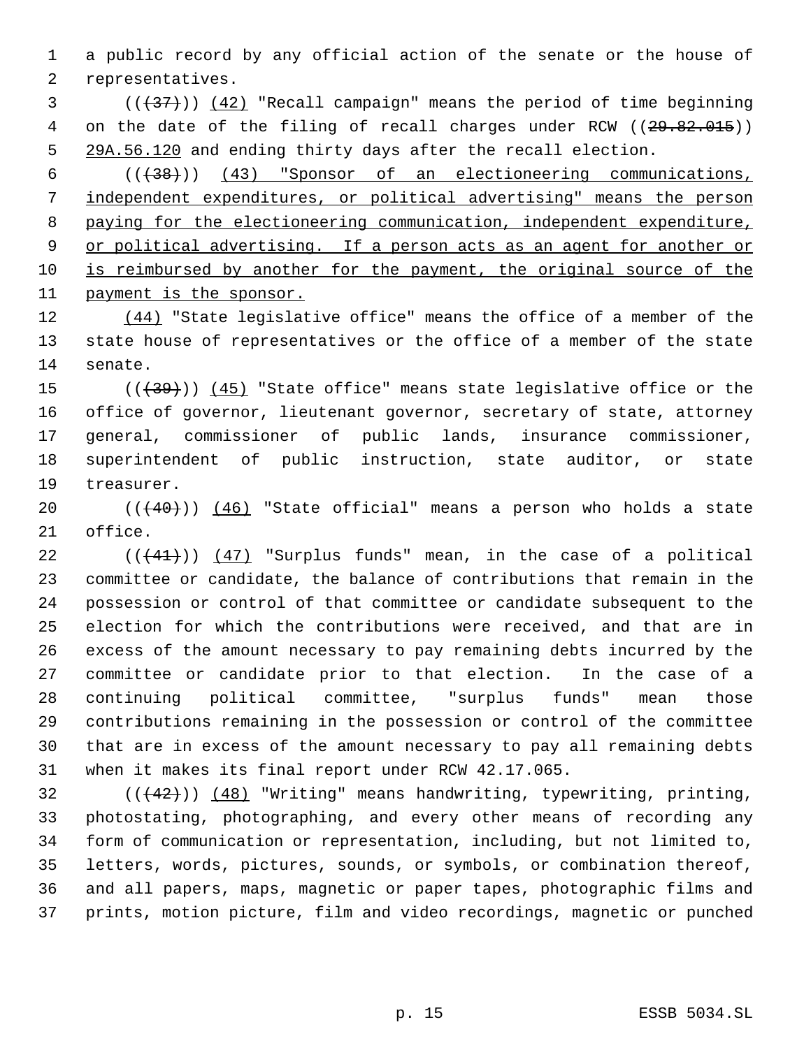a public record by any official action of the senate or the house of representatives.

((~~(37)~~)) (42) "Recall campaign" means the period of time beginning on the date of the filing of recall charges under RCW ((~~29.82.015~~)) 29A.56.120 and ending thirty days after the recall election.

((~~(38)~~)) (43) "Sponsor of an electioneering communications, independent expenditures, or political advertising" means the person paying for the electioneering communication, independent expenditure, or political advertising. If a person acts as an agent for another or is reimbursed by another for the payment, the original source of the payment is the sponsor.

(44) "State legislative office" means the office of a member of the state house of representatives or the office of a member of the state senate.

((~~(39)~~)) (45) "State office" means state legislative office or the office of governor, lieutenant governor, secretary of state, attorney general, commissioner of public lands, insurance commissioner, superintendent of public instruction, state auditor, or state treasurer.

((~~(40)~~)) (46) "State official" means a person who holds a state office.

((~~(41)~~)) (47) "Surplus funds" mean, in the case of a political committee or candidate, the balance of contributions that remain in the possession or control of that committee or candidate subsequent to the election for which the contributions were received, and that are in excess of the amount necessary to pay remaining debts incurred by the committee or candidate prior to that election. In the case of a continuing political committee, "surplus funds" mean those contributions remaining in the possession or control of the committee that are in excess of the amount necessary to pay all remaining debts when it makes its final report under RCW 42.17.065.

((~~(42)~~)) (48) "Writing" means handwriting, typewriting, printing, photostating, photographing, and every other means of recording any form of communication or representation, including, but not limited to, letters, words, pictures, sounds, or symbols, or combination thereof, and all papers, maps, magnetic or paper tapes, photographic films and prints, motion picture, film and video recordings, magnetic or punched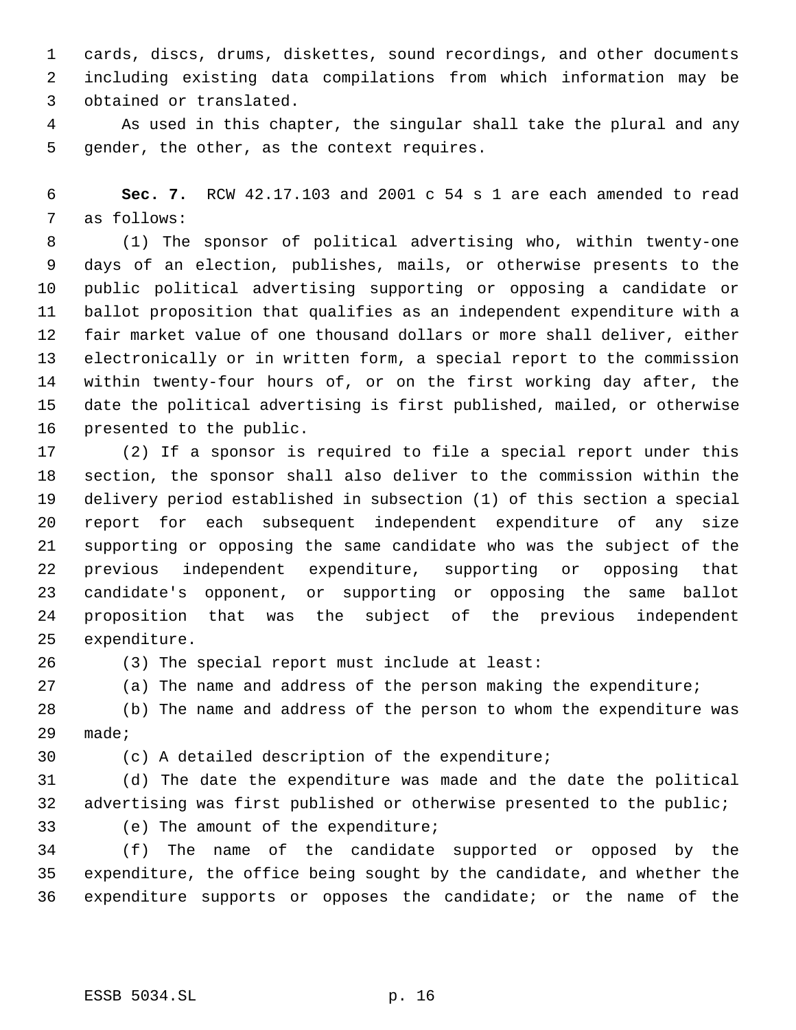cards, discs, drums, diskettes, sound recordings, and other documents including existing data compilations from which information may be obtained or translated.

As used in this chapter, the singular shall take the plural and any gender, the other, as the context requires.

**Sec. 7.** RCW 42.17.103 and 2001 c 54 s 1 are each amended to read as follows:

(1) The sponsor of political advertising who, within twenty-one days of an election, publishes, mails, or otherwise presents to the public political advertising supporting or opposing a candidate or ballot proposition that qualifies as an independent expenditure with a fair market value of one thousand dollars or more shall deliver, either electronically or in written form, a special report to the commission within twenty-four hours of, or on the first working day after, the date the political advertising is first published, mailed, or otherwise presented to the public.

(2) If a sponsor is required to file a special report under this section, the sponsor shall also deliver to the commission within the delivery period established in subsection (1) of this section a special report for each subsequent independent expenditure of any size supporting or opposing the same candidate who was the subject of the previous independent expenditure, supporting or opposing that candidate's opponent, or supporting or opposing the same ballot proposition that was the subject of the previous independent expenditure.

(3) The special report must include at least:

(a) The name and address of the person making the expenditure;

(b) The name and address of the person to whom the expenditure was made;

(c) A detailed description of the expenditure;

(d) The date the expenditure was made and the date the political advertising was first published or otherwise presented to the public;

(e) The amount of the expenditure;

(f) The name of the candidate supported or opposed by the expenditure, the office being sought by the candidate, and whether the expenditure supports or opposes the candidate; or the name of the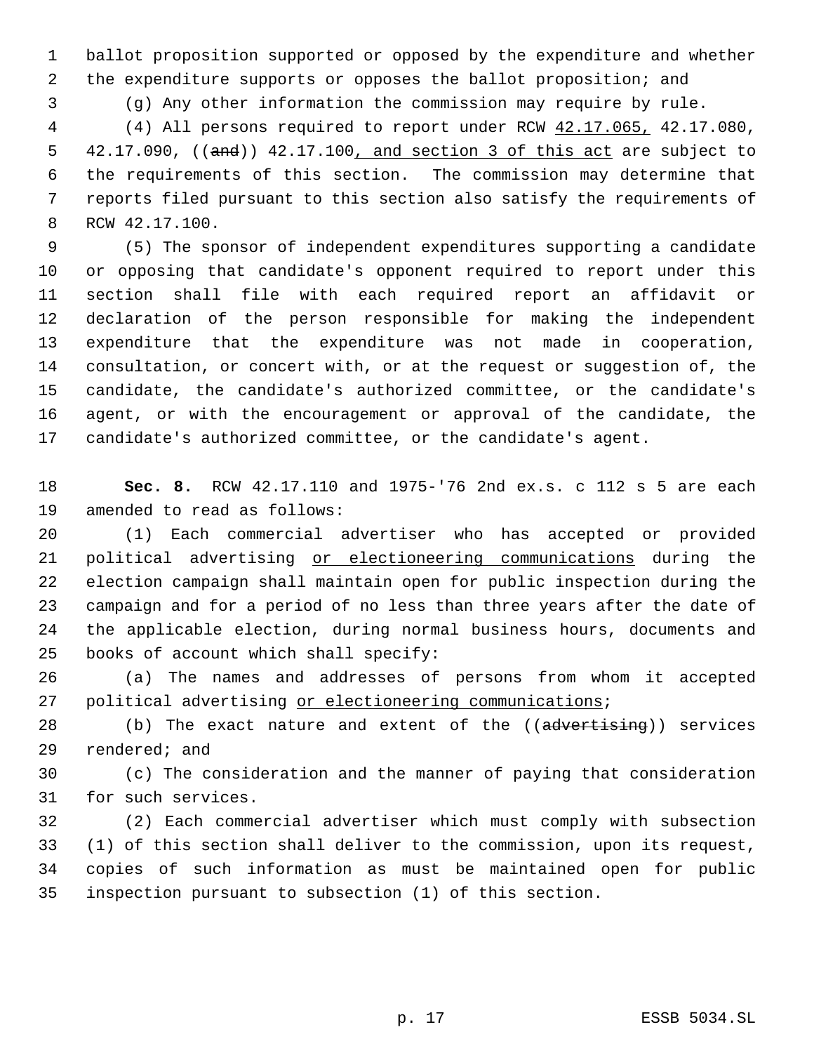ballot proposition supported or opposed by the expenditure and whether the expenditure supports or opposes the ballot proposition; and

(g) Any other information the commission may require by rule.

(4) All persons required to report under RCW 42.17.065, 42.17.080, 42.17.090, ((and)) 42.17.100, and section 3 of this act are subject to the requirements of this section. The commission may determine that reports filed pursuant to this section also satisfy the requirements of RCW 42.17.100.

(5) The sponsor of independent expenditures supporting a candidate or opposing that candidate's opponent required to report under this section shall file with each required report an affidavit or declaration of the person responsible for making the independent expenditure that the expenditure was not made in cooperation, consultation, or concert with, or at the request or suggestion of, the candidate, the candidate's authorized committee, or the candidate's agent, or with the encouragement or approval of the candidate, the candidate's authorized committee, or the candidate's agent.

**Sec. 8.** RCW 42.17.110 and 1975-'76 2nd ex.s. c 112 s 5 are each amended to read as follows:

(1) Each commercial advertiser who has accepted or provided political advertising or electioneering communications during the election campaign shall maintain open for public inspection during the campaign and for a period of no less than three years after the date of the applicable election, during normal business hours, documents and books of account which shall specify:

(a) The names and addresses of persons from whom it accepted political advertising or electioneering communications;

(b) The exact nature and extent of the ((~~advertising~~)) services rendered; and

(c) The consideration and the manner of paying that consideration for such services.

(2) Each commercial advertiser which must comply with subsection (1) of this section shall deliver to the commission, upon its request, copies of such information as must be maintained open for public inspection pursuant to subsection (1) of this section.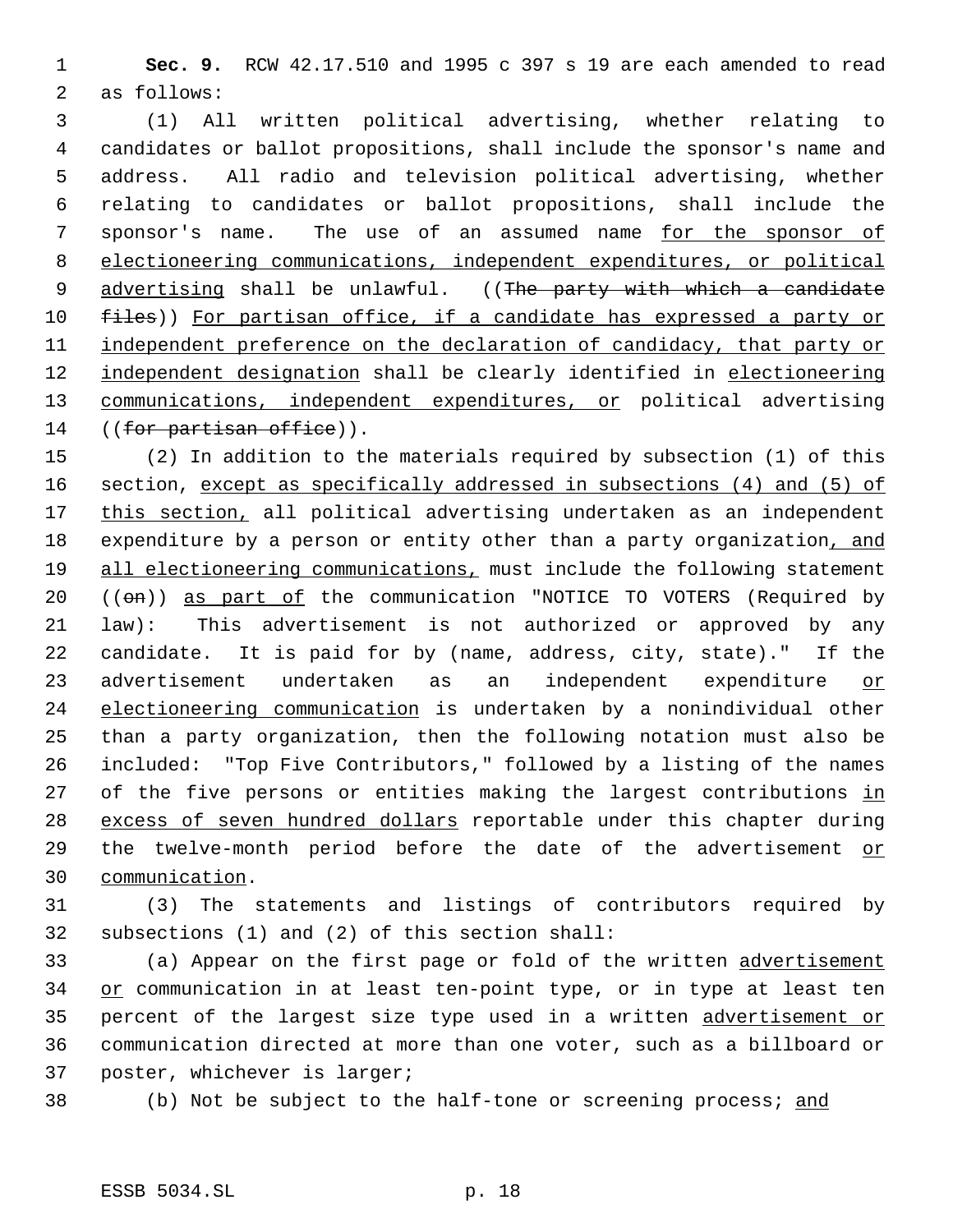**Sec. 9.** RCW 42.17.510 and 1995 c 397 s 19 are each amended to read as follows:

(1) All written political advertising, whether relating to candidates or ballot propositions, shall include the sponsor's name and address. All radio and television political advertising, whether relating to candidates or ballot propositions, shall include the sponsor's name. The use of an assumed name for the sponsor of electioneering communications, independent expenditures, or political advertising shall be unlawful. ((~~The party with which a candidate files~~)) For partisan office, if a candidate has expressed a party or independent preference on the declaration of candidacy, that party or independent designation shall be clearly identified in electioneering communications, independent expenditures, or political advertising ((~~for partisan office~~)).

(2) In addition to the materials required by subsection (1) of this section, except as specifically addressed in subsections (4) and (5) of this section, all political advertising undertaken as an independent expenditure by a person or entity other than a party organization, and all electioneering communications, must include the following statement ((~~on~~)) as part of the communication "NOTICE TO VOTERS (Required by law): This advertisement is not authorized or approved by any candidate. It is paid for by (name, address, city, state)." If the advertisement undertaken as an independent expenditure or electioneering communication is undertaken by a nonindividual other than a party organization, then the following notation must also be included: "Top Five Contributors," followed by a listing of the names of the five persons or entities making the largest contributions in excess of seven hundred dollars reportable under this chapter during the twelve-month period before the date of the advertisement or communication.

(3) The statements and listings of contributors required by subsections (1) and (2) of this section shall:

(a) Appear on the first page or fold of the written advertisement or communication in at least ten-point type, or in type at least ten percent of the largest size type used in a written advertisement or communication directed at more than one voter, such as a billboard or poster, whichever is larger;

(b) Not be subject to the half-tone or screening process; and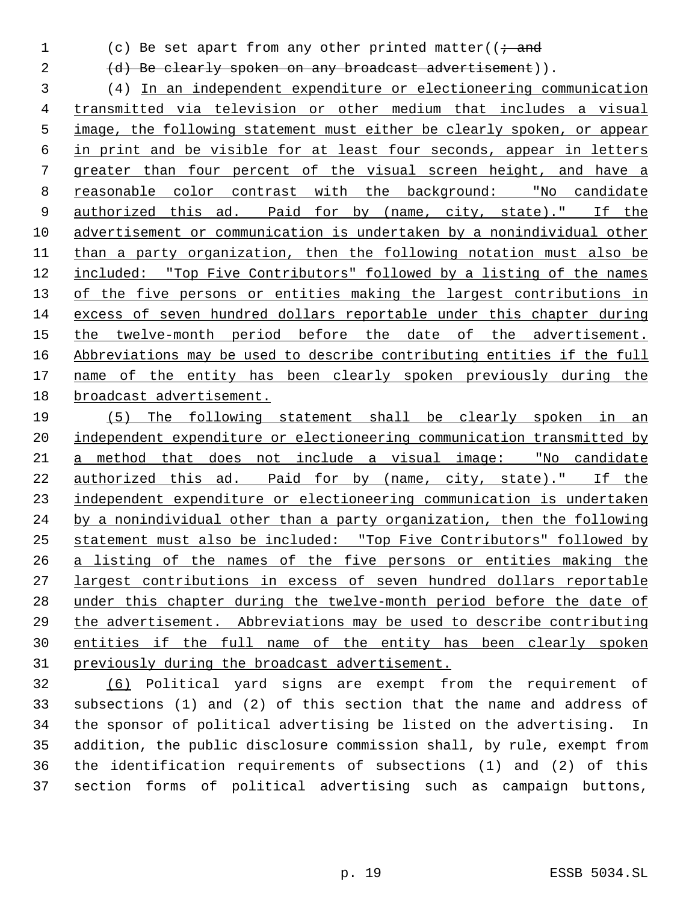(c) Be set apart from any other printed matter((~~; and~~

~~(d) Be clearly spoken on any broadcast advertisement~~)).

(4) In an independent expenditure or electioneering communication transmitted via television or other medium that includes a visual image, the following statement must either be clearly spoken, or appear in print and be visible for at least four seconds, appear in letters greater than four percent of the visual screen height, and have a reasonable color contrast with the background: "No candidate authorized this ad. Paid for by (name, city, state)." If the advertisement or communication is undertaken by a nonindividual other than a party organization, then the following notation must also be included: "Top Five Contributors" followed by a listing of the names of the five persons or entities making the largest contributions in excess of seven hundred dollars reportable under this chapter during the twelve-month period before the date of the advertisement. Abbreviations may be used to describe contributing entities if the full name of the entity has been clearly spoken previously during the broadcast advertisement.

(5) The following statement shall be clearly spoken in an independent expenditure or electioneering communication transmitted by a method that does not include a visual image: "No candidate authorized this ad. Paid for by (name, city, state)." If the independent expenditure or electioneering communication is undertaken by a nonindividual other than a party organization, then the following statement must also be included: "Top Five Contributors" followed by a listing of the names of the five persons or entities making the largest contributions in excess of seven hundred dollars reportable under this chapter during the twelve-month period before the date of the advertisement. Abbreviations may be used to describe contributing entities if the full name of the entity has been clearly spoken previously during the broadcast advertisement.

(6) Political yard signs are exempt from the requirement of subsections (1) and (2) of this section that the name and address of the sponsor of political advertising be listed on the advertising. In addition, the public disclosure commission shall, by rule, exempt from the identification requirements of subsections (1) and (2) of this section forms of political advertising such as campaign buttons,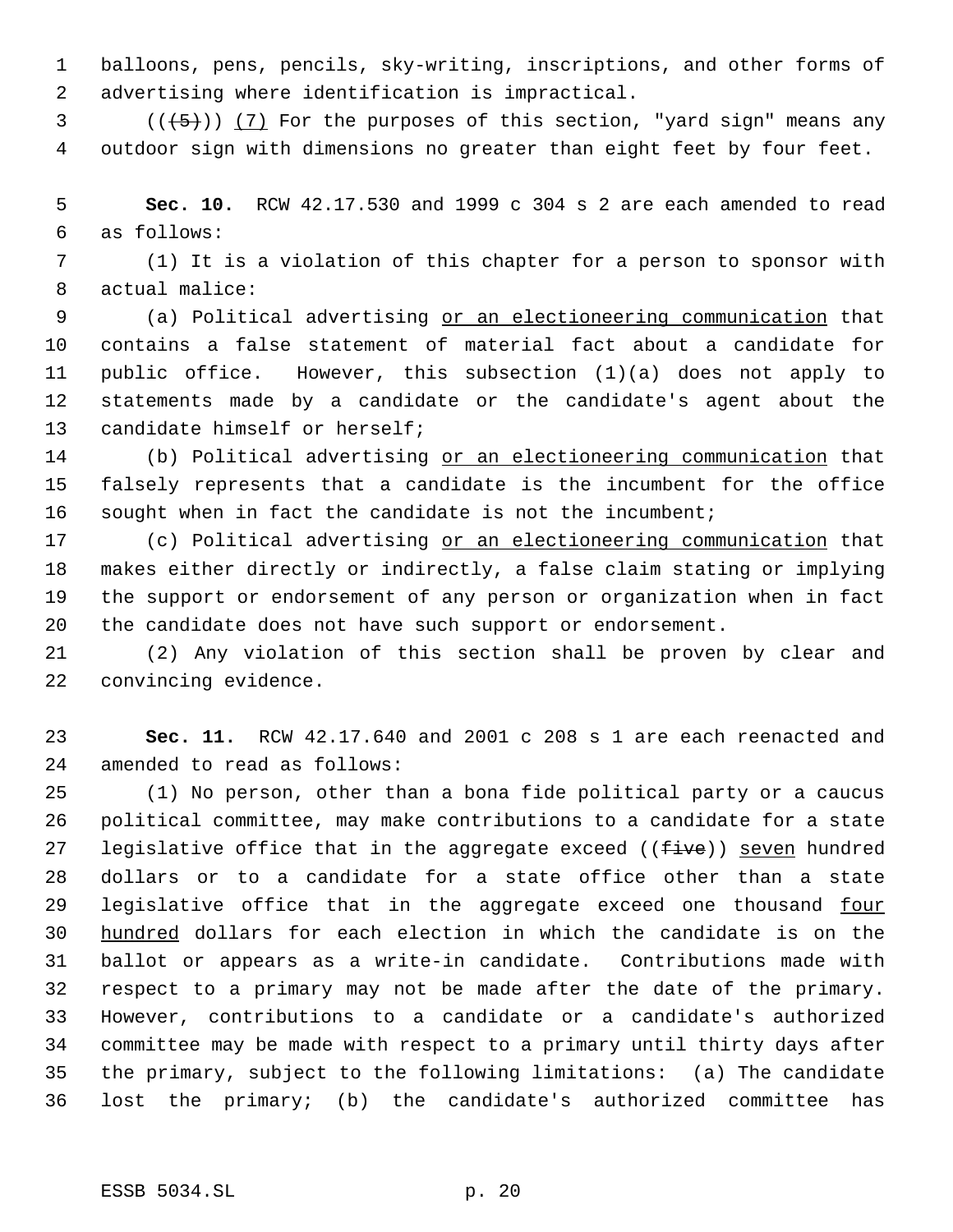balloons, pens, pencils, sky-writing, inscriptions, and other forms of advertising where identification is impractical.

(((5))) <u>(7)</u> For the purposes of this section, "yard sign" means any outdoor sign with dimensions no greater than eight feet by four feet.

**Sec. 10.** RCW 42.17.530 and 1999 c 304 s 2 are each amended to read as follows:

(1) It is a violation of this chapter for a person to sponsor with actual malice:

(a) Political advertising <u>or an electioneering communication</u> that contains a false statement of material fact about a candidate for public office. However, this subsection (1)(a) does not apply to statements made by a candidate or the candidate's agent about the candidate himself or herself;

(b) Political advertising <u>or an electioneering communication</u> that falsely represents that a candidate is the incumbent for the office sought when in fact the candidate is not the incumbent;

(c) Political advertising <u>or an electioneering communication</u> that makes either directly or indirectly, a false claim stating or implying the support or endorsement of any person or organization when in fact the candidate does not have such support or endorsement.

(2) Any violation of this section shall be proven by clear and convincing evidence.

**Sec. 11.** RCW 42.17.640 and 2001 c 208 s 1 are each reenacted and amended to read as follows:

(1) No person, other than a bona fide political party or a caucus political committee, may make contributions to a candidate for a state legislative office that in the aggregate exceed ((~~five~~)) <u>seven</u> hundred dollars or to a candidate for a state office other than a state legislative office that in the aggregate exceed one thousand <u>four hundred</u> dollars for each election in which the candidate is on the ballot or appears as a write-in candidate. Contributions made with respect to a primary may not be made after the date of the primary. However, contributions to a candidate or a candidate's authorized committee may be made with respect to a primary until thirty days after the primary, subject to the following limitations: (a) The candidate lost the primary; (b) the candidate's authorized committee has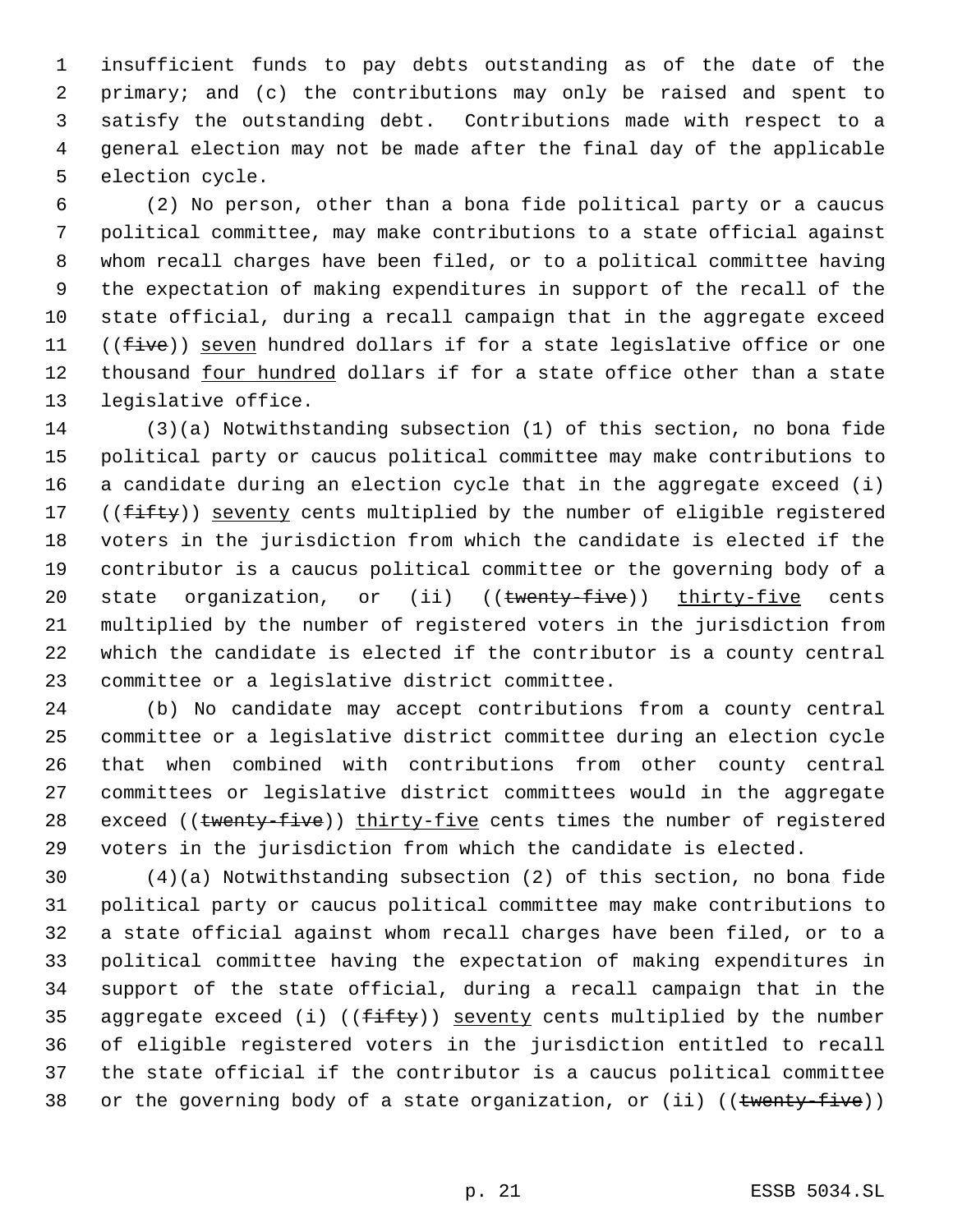insufficient funds to pay debts outstanding as of the date of the primary; and (c) the contributions may only be raised and spent to satisfy the outstanding debt. Contributions made with respect to a general election may not be made after the final day of the applicable election cycle.

(2) No person, other than a bona fide political party or a caucus political committee, may make contributions to a state official against whom recall charges have been filed, or to a political committee having the expectation of making expenditures in support of the recall of the state official, during a recall campaign that in the aggregate exceed ((~~five~~)) seven hundred dollars if for a state legislative office or one thousand four hundred dollars if for a state office other than a state legislative office.

(3)(a) Notwithstanding subsection (1) of this section, no bona fide political party or caucus political committee may make contributions to a candidate during an election cycle that in the aggregate exceed (i) ((~~fifty~~)) seventy cents multiplied by the number of eligible registered voters in the jurisdiction from which the candidate is elected if the contributor is a caucus political committee or the governing body of a state organization, or (ii) ((~~twenty-five~~)) thirty-five cents multiplied by the number of registered voters in the jurisdiction from which the candidate is elected if the contributor is a county central committee or a legislative district committee.

(b) No candidate may accept contributions from a county central committee or a legislative district committee during an election cycle that when combined with contributions from other county central committees or legislative district committees would in the aggregate exceed ((~~twenty-five~~)) thirty-five cents times the number of registered voters in the jurisdiction from which the candidate is elected.

(4)(a) Notwithstanding subsection (2) of this section, no bona fide political party or caucus political committee may make contributions to a state official against whom recall charges have been filed, or to a political committee having the expectation of making expenditures in support of the state official, during a recall campaign that in the aggregate exceed (i) ((~~fifty~~)) seventy cents multiplied by the number of eligible registered voters in the jurisdiction entitled to recall the state official if the contributor is a caucus political committee or the governing body of a state organization, or (ii) ((~~twenty-five~~))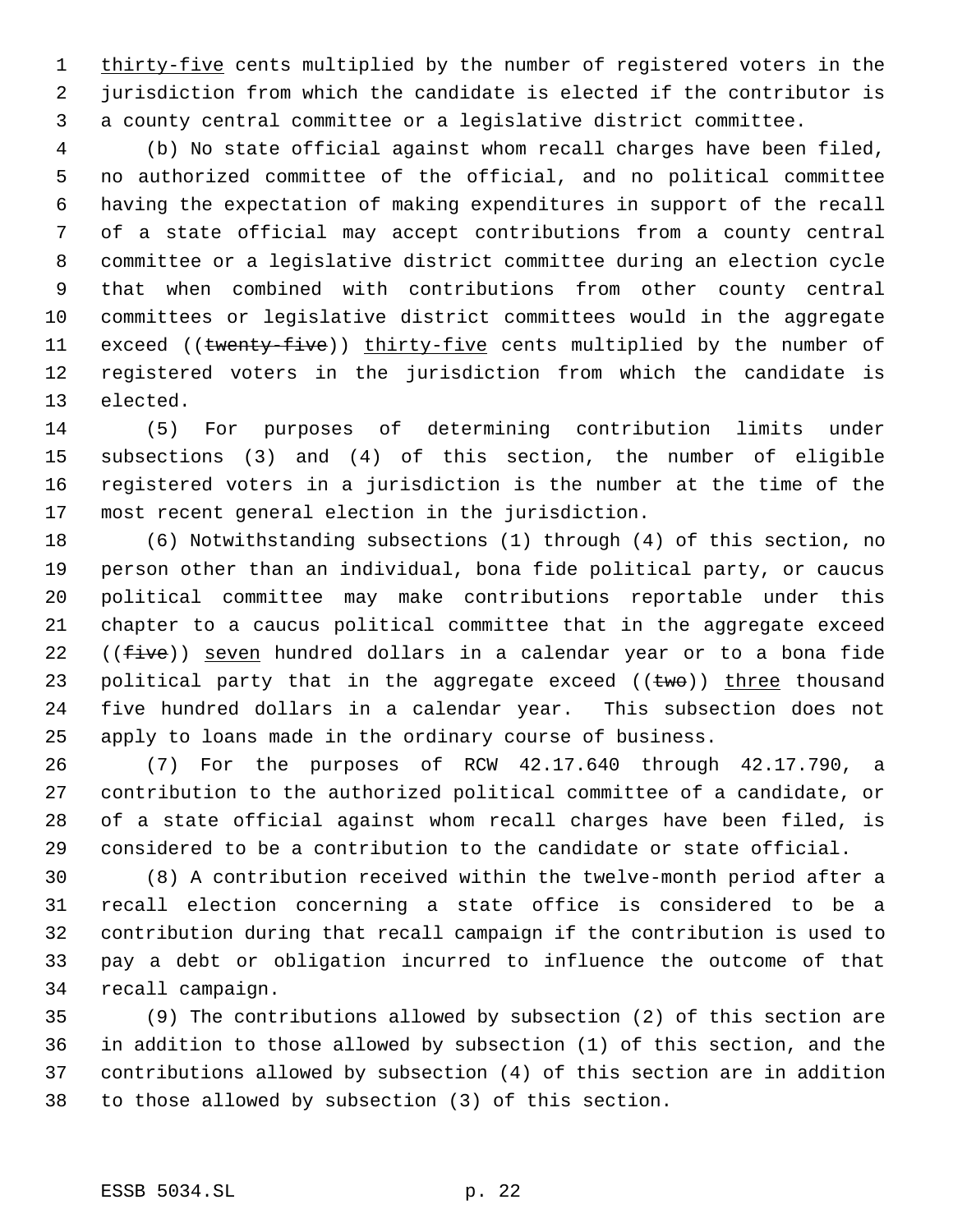thirty-five cents multiplied by the number of registered voters in the jurisdiction from which the candidate is elected if the contributor is a county central committee or a legislative district committee.

(b) No state official against whom recall charges have been filed, no authorized committee of the official, and no political committee having the expectation of making expenditures in support of the recall of a state official may accept contributions from a county central committee or a legislative district committee during an election cycle that when combined with contributions from other county central committees or legislative district committees would in the aggregate exceed ((~~twenty-five~~)) thirty-five cents multiplied by the number of registered voters in the jurisdiction from which the candidate is elected.

(5) For purposes of determining contribution limits under subsections (3) and (4) of this section, the number of eligible registered voters in a jurisdiction is the number at the time of the most recent general election in the jurisdiction.

(6) Notwithstanding subsections (1) through (4) of this section, no person other than an individual, bona fide political party, or caucus political committee may make contributions reportable under this chapter to a caucus political committee that in the aggregate exceed ((~~five~~)) seven hundred dollars in a calendar year or to a bona fide political party that in the aggregate exceed ((~~two~~)) three thousand five hundred dollars in a calendar year. This subsection does not apply to loans made in the ordinary course of business.

(7) For the purposes of RCW 42.17.640 through 42.17.790, a contribution to the authorized political committee of a candidate, or of a state official against whom recall charges have been filed, is considered to be a contribution to the candidate or state official.

(8) A contribution received within the twelve-month period after a recall election concerning a state office is considered to be a contribution during that recall campaign if the contribution is used to pay a debt or obligation incurred to influence the outcome of that recall campaign.

(9) The contributions allowed by subsection (2) of this section are in addition to those allowed by subsection (1) of this section, and the contributions allowed by subsection (4) of this section are in addition to those allowed by subsection (3) of this section.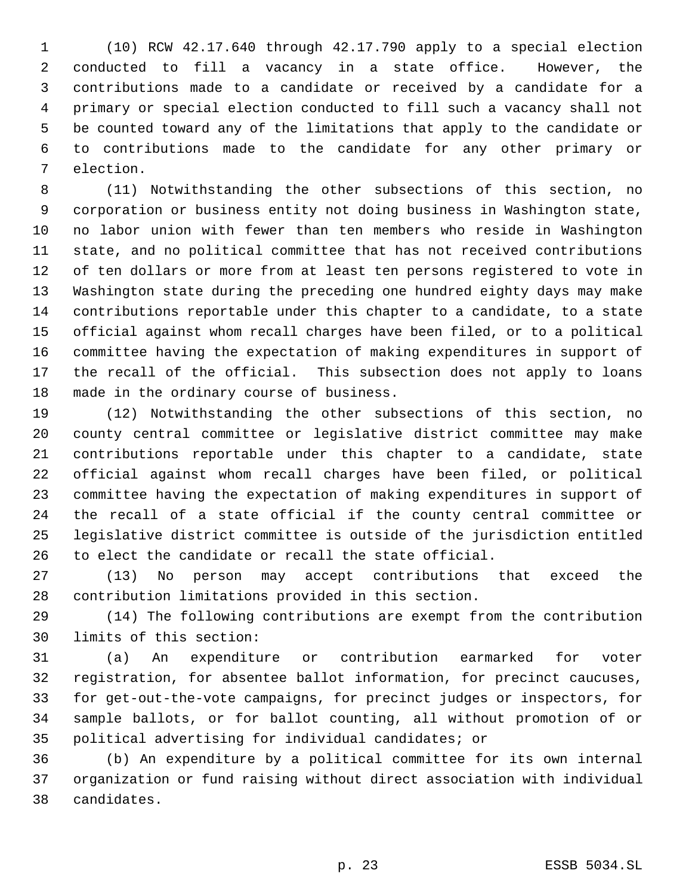(10) RCW 42.17.640 through 42.17.790 apply to a special election conducted to fill a vacancy in a state office. However, the contributions made to a candidate or received by a candidate for a primary or special election conducted to fill such a vacancy shall not be counted toward any of the limitations that apply to the candidate or to contributions made to the candidate for any other primary or election.

(11) Notwithstanding the other subsections of this section, no corporation or business entity not doing business in Washington state, no labor union with fewer than ten members who reside in Washington state, and no political committee that has not received contributions of ten dollars or more from at least ten persons registered to vote in Washington state during the preceding one hundred eighty days may make contributions reportable under this chapter to a candidate, to a state official against whom recall charges have been filed, or to a political committee having the expectation of making expenditures in support of the recall of the official. This subsection does not apply to loans made in the ordinary course of business.

(12) Notwithstanding the other subsections of this section, no county central committee or legislative district committee may make contributions reportable under this chapter to a candidate, state official against whom recall charges have been filed, or political committee having the expectation of making expenditures in support of the recall of a state official if the county central committee or legislative district committee is outside of the jurisdiction entitled to elect the candidate or recall the state official.

(13) No person may accept contributions that exceed the contribution limitations provided in this section.

(14) The following contributions are exempt from the contribution limits of this section:

(a) An expenditure or contribution earmarked for voter registration, for absentee ballot information, for precinct caucuses, for get-out-the-vote campaigns, for precinct judges or inspectors, for sample ballots, or for ballot counting, all without promotion of or political advertising for individual candidates; or

(b) An expenditure by a political committee for its own internal organization or fund raising without direct association with individual candidates.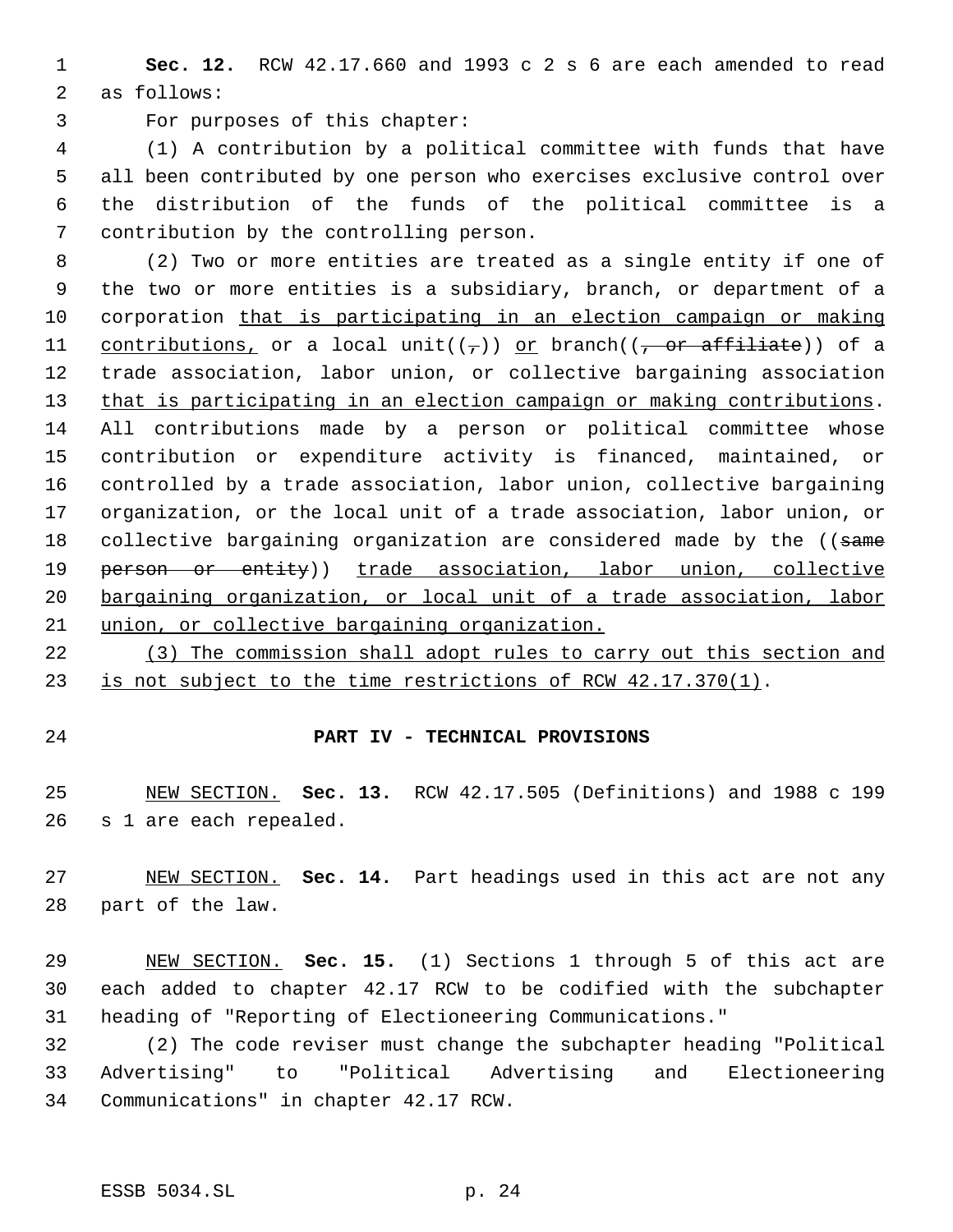**Sec. 12.** RCW 42.17.660 and 1993 c 2 s 6 are each amended to read as follows:

For purposes of this chapter:

(1) A contribution by a political committee with funds that have all been contributed by one person who exercises exclusive control over the distribution of the funds of the political committee is a contribution by the controlling person.

(2) Two or more entities are treated as a single entity if one of the two or more entities is a subsidiary, branch, or department of a corporation <u>that is participating in an election campaign or making contributions,</u> or a local unit((~~,~~)) <u>or</u> branch((~~, or affiliate~~)) of a trade association, labor union, or collective bargaining association <u>that is participating in an election campaign or making contributions</u>. All contributions made by a person or political committee whose contribution or expenditure activity is financed, maintained, or controlled by a trade association, labor union, collective bargaining organization, or the local unit of a trade association, labor union, or collective bargaining organization are considered made by the ((~~same person or entity~~)) <u>trade association, labor union, collective bargaining organization, or local unit of a trade association, labor union, or collective bargaining organization.</u>

<u>(3) The commission shall adopt rules to carry out this section and is not subject to the time restrictions of RCW 42.17.370(1)</u>.

## PART IV - TECHNICAL PROVISIONS

<u>NEW SECTION.</u> **Sec. 13.** RCW 42.17.505 (Definitions) and 1988 c 199 s 1 are each repealed.

<u>NEW SECTION.</u> **Sec. 14.** Part headings used in this act are not any part of the law.

<u>NEW SECTION.</u> **Sec. 15.** (1) Sections 1 through 5 of this act are each added to chapter 42.17 RCW to be codified with the subchapter heading of "Reporting of Electioneering Communications."

(2) The code reviser must change the subchapter heading "Political Advertising" to "Political Advertising and Electioneering Communications" in chapter 42.17 RCW.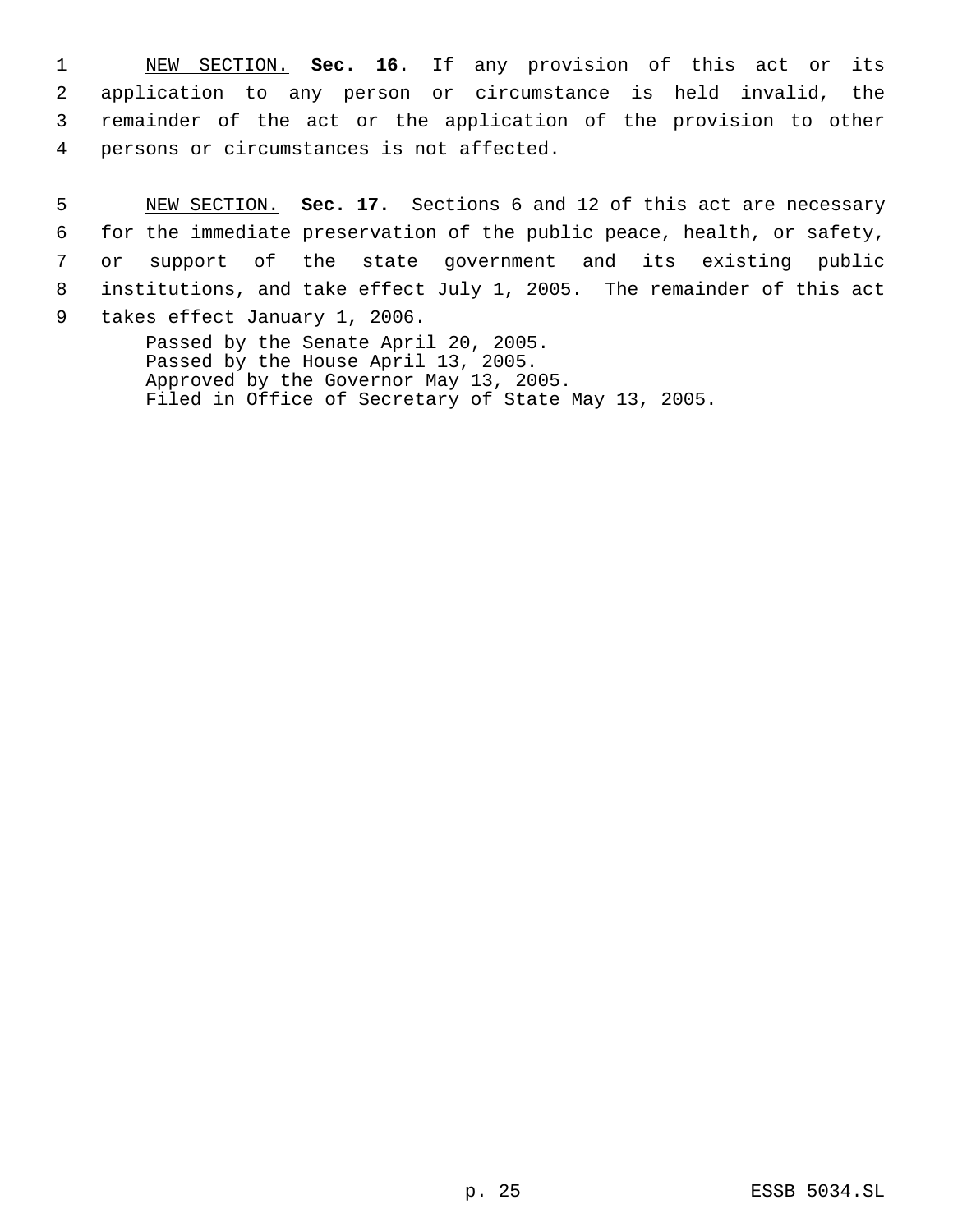NEW SECTION. **Sec. 16.** If any provision of this act or its application to any person or circumstance is held invalid, the remainder of the act or the application of the provision to other persons or circumstances is not affected.

NEW SECTION. **Sec. 17.** Sections 6 and 12 of this act are necessary for the immediate preservation of the public peace, health, or safety, or support of the state government and its existing public institutions, and take effect July 1, 2005. The remainder of this act takes effect January 1, 2006.

Passed by the Senate April 20, 2005.
Passed by the House April 13, 2005.
Approved by the Governor May 13, 2005.
Filed in Office of Secretary of State May 13, 2005.